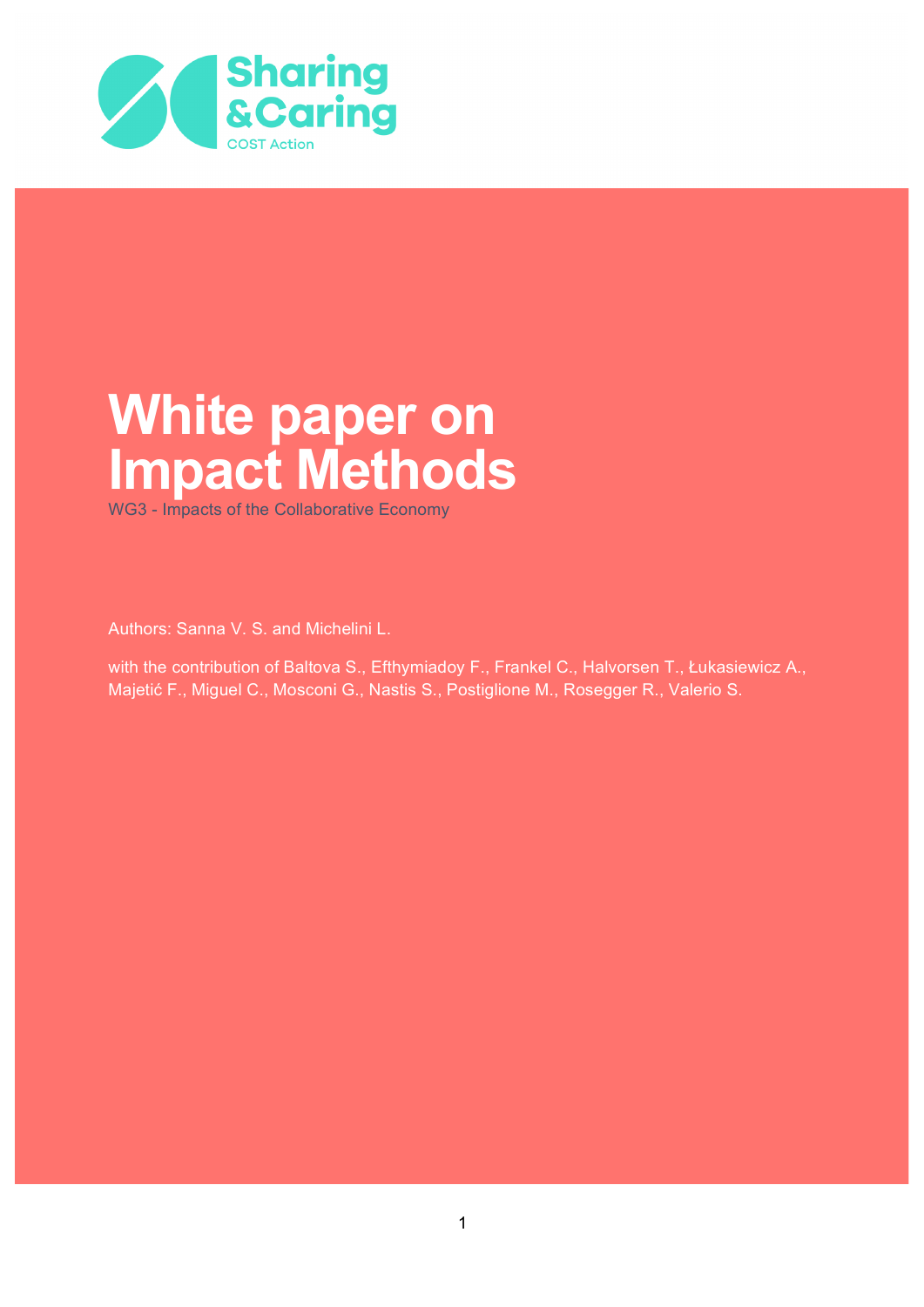Sharing & Caring

COST Action

# White paper on Impact Methods

WG3 - Impacts of the Collaborative Economy

Authors: Sanna V. S. and Michelini L.

with the contribution of Baltova S., Efthymiadoy F., Frankel C., Halvorsen T., Łukasiewicz A., Majetić F., Miguel C., Mosconi G., Nastis S., Postiglione M., Rosegger R., Valerio S.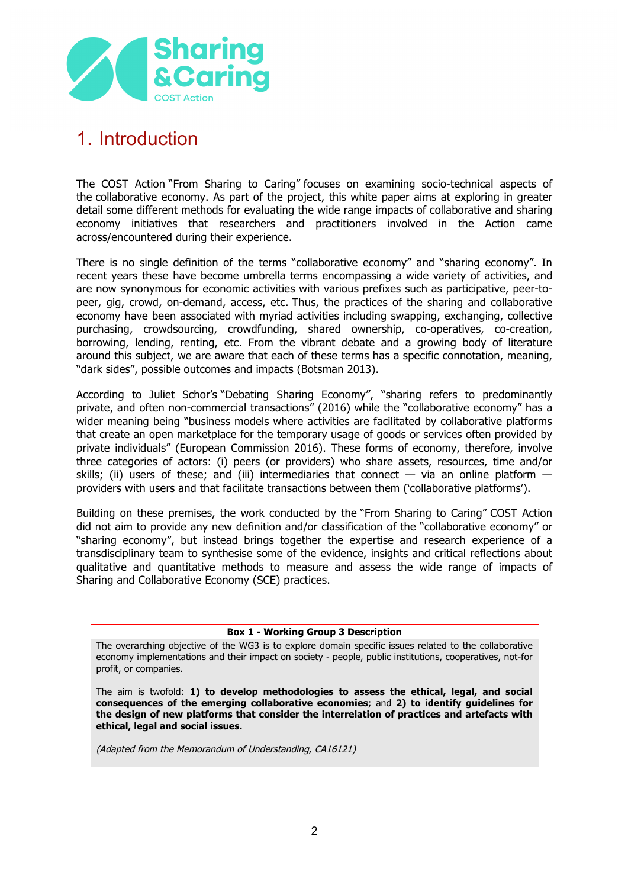# 1. Introduction

The COST Action "From Sharing to Caring" focuses on examining socio-technical aspects of the collaborative economy. As part of the project, this white paper aims at exploring in greater detail some different methods for evaluating the wide range impacts of collaborative and sharing economy initiatives that researchers and practitioners involved in the Action came across/encountered during their experience.

There is no single definition of the terms "collaborative economy" and "sharing economy". In recent years these have become umbrella terms encompassing a wide variety of activities, and are now synonymous for economic activities with various prefixes such as participative, peer-to-peer, gig, crowd, on-demand, access, etc. Thus, the practices of the sharing and collaborative economy have been associated with myriad activities including swapping, exchanging, collective purchasing, crowdsourcing, crowdfunding, shared ownership, co-operatives, co-creation, borrowing, lending, renting, etc. From the vibrant debate and a growing body of literature around this subject, we are aware that each of these terms has a specific connotation, meaning, "dark sides", possible outcomes and impacts (Botsman 2013).

According to Juliet Schor's "Debating Sharing Economy", "sharing refers to predominantly private, and often non-commercial transactions" (2016) while the "collaborative economy" has a wider meaning being "business models where activities are facilitated by collaborative platforms that create an open marketplace for the temporary usage of goods or services often provided by private individuals" (European Commission 2016). These forms of economy, therefore, involve three categories of actors: (i) peers (or providers) who share assets, resources, time and/or skills; (ii) users of these; and (iii) intermediaries that connect — via an online platform — providers with users and that facilitate transactions between them ('collaborative platforms').

Building on these premises, the work conducted by the "From Sharing to Caring" COST Action did not aim to provide any new definition and/or classification of the "collaborative economy" or "sharing economy", but instead brings together the expertise and research experience of a transdisciplinary team to synthesise some of the evidence, insights and critical reflections about qualitative and quantitative methods to measure and assess the wide range of impacts of Sharing and Collaborative Economy (SCE) practices.

> **Box 1 - Working Group 3 Description**
>
> The overarching objective of the WG3 is to explore domain specific issues related to the collaborative economy implementations and their impact on society - people, public institutions, cooperatives, not-for profit, or companies.
>
> The aim is twofold: **1) to develop methodologies to assess the ethical, legal, and social consequences of the emerging collaborative economies**; and **2) to identify guidelines for the design of new platforms that consider the interrelation of practices and artefacts with ethical, legal and social issues.**
>
> *(Adapted from the Memorandum of Understanding, CA16121)*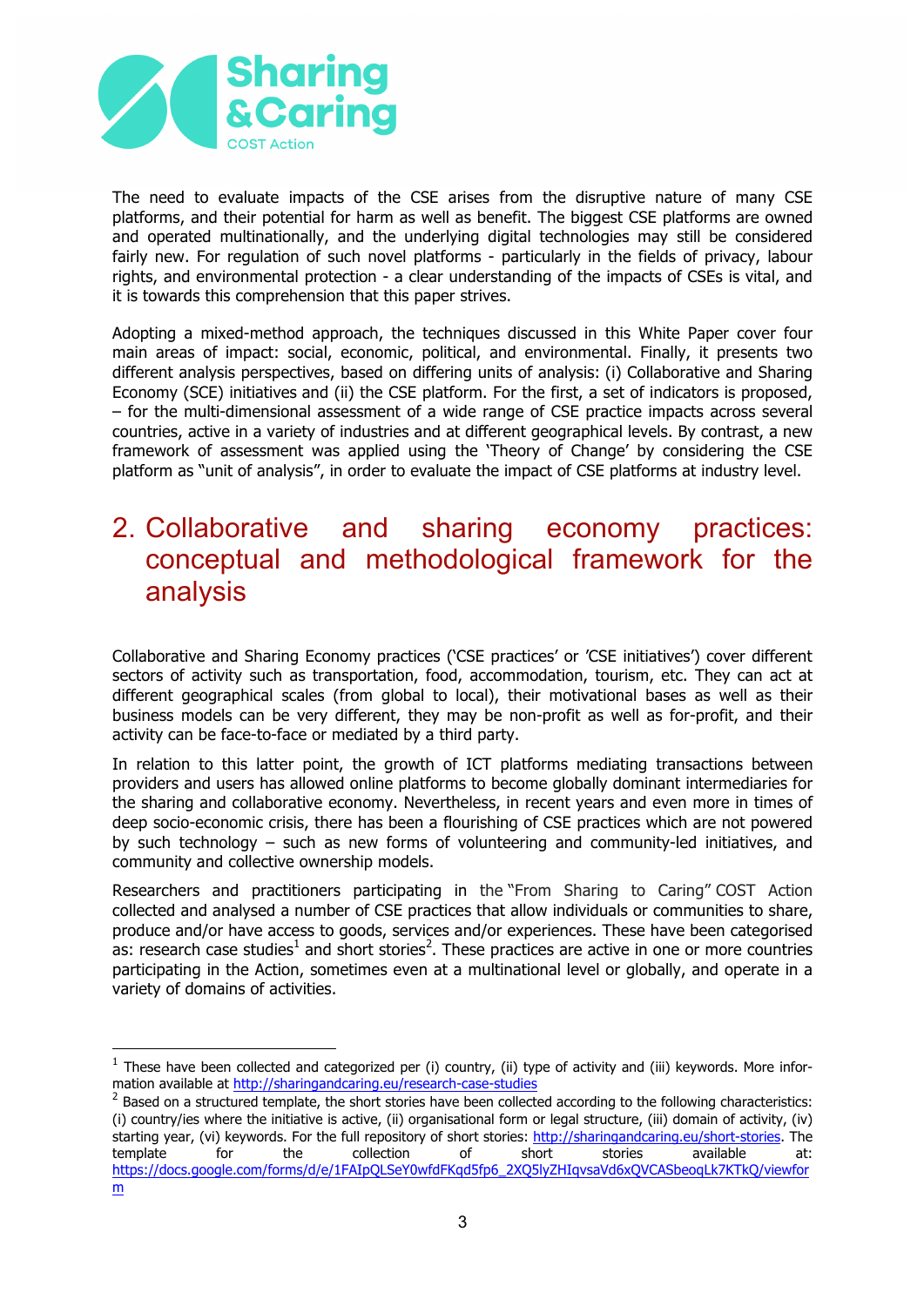The need to evaluate impacts of the CSE arises from the disruptive nature of many CSE platforms, and their potential for harm as well as benefit. The biggest CSE platforms are owned and operated multinationally, and the underlying digital technologies may still be considered fairly new. For regulation of such novel platforms - particularly in the fields of privacy, labour rights, and environmental protection - a clear understanding of the impacts of CSEs is vital, and it is towards this comprehension that this paper strives.

Adopting a mixed-method approach, the techniques discussed in this White Paper cover four main areas of impact: social, economic, political, and environmental. Finally, it presents two different analysis perspectives, based on differing units of analysis: (i) Collaborative and Sharing Economy (SCE) initiatives and (ii) the CSE platform. For the first, a set of indicators is proposed, – for the multi-dimensional assessment of a wide range of CSE practice impacts across several countries, active in a variety of industries and at different geographical levels. By contrast, a new framework of assessment was applied using the 'Theory of Change' by considering the CSE platform as "unit of analysis", in order to evaluate the impact of CSE platforms at industry level.

# 2. Collaborative and sharing economy practices: conceptual and methodological framework for the analysis

Collaborative and Sharing Economy practices ('CSE practices' or 'CSE initiatives') cover different sectors of activity such as transportation, food, accommodation, tourism, etc. They can act at different geographical scales (from global to local), their motivational bases as well as their business models can be very different, they may be non-profit as well as for-profit, and their activity can be face-to-face or mediated by a third party.

In relation to this latter point, the growth of ICT platforms mediating transactions between providers and users has allowed online platforms to become globally dominant intermediaries for the sharing and collaborative economy. Nevertheless, in recent years and even more in times of deep socio-economic crisis, there has been a flourishing of CSE practices which are not powered by such technology – such as new forms of volunteering and community-led initiatives, and community and collective ownership models.

Researchers and practitioners participating in the "From Sharing to Caring" COST Action collected and analysed a number of CSE practices that allow individuals or communities to share, produce and/or have access to goods, services and/or experiences. These have been categorised as: research case studies[1] and short stories[2]. These practices are active in one or more countries participating in the Action, sometimes even at a multinational level or globally, and operate in a variety of domains of activities.

---

[1] These have been collected and categorized per (i) country, (ii) type of activity and (iii) keywords. More information available at http://sharingandcaring.eu/research-case-studies

[2] Based on a structured template, the short stories have been collected according to the following characteristics: (i) country/ies where the initiative is active, (ii) organisational form or legal structure, (iii) domain of activity, (iv) starting year, (vi) keywords. For the full repository of short stories: http://sharingandcaring.eu/short-stories. The template for the collection of short stories available at: https://docs.google.com/forms/d/e/1FAIpQLSeY0wfdFKqd5fp6_2XQ5lyZHIqvsaVd6xQVCASbeoqLk7KTkQ/viewform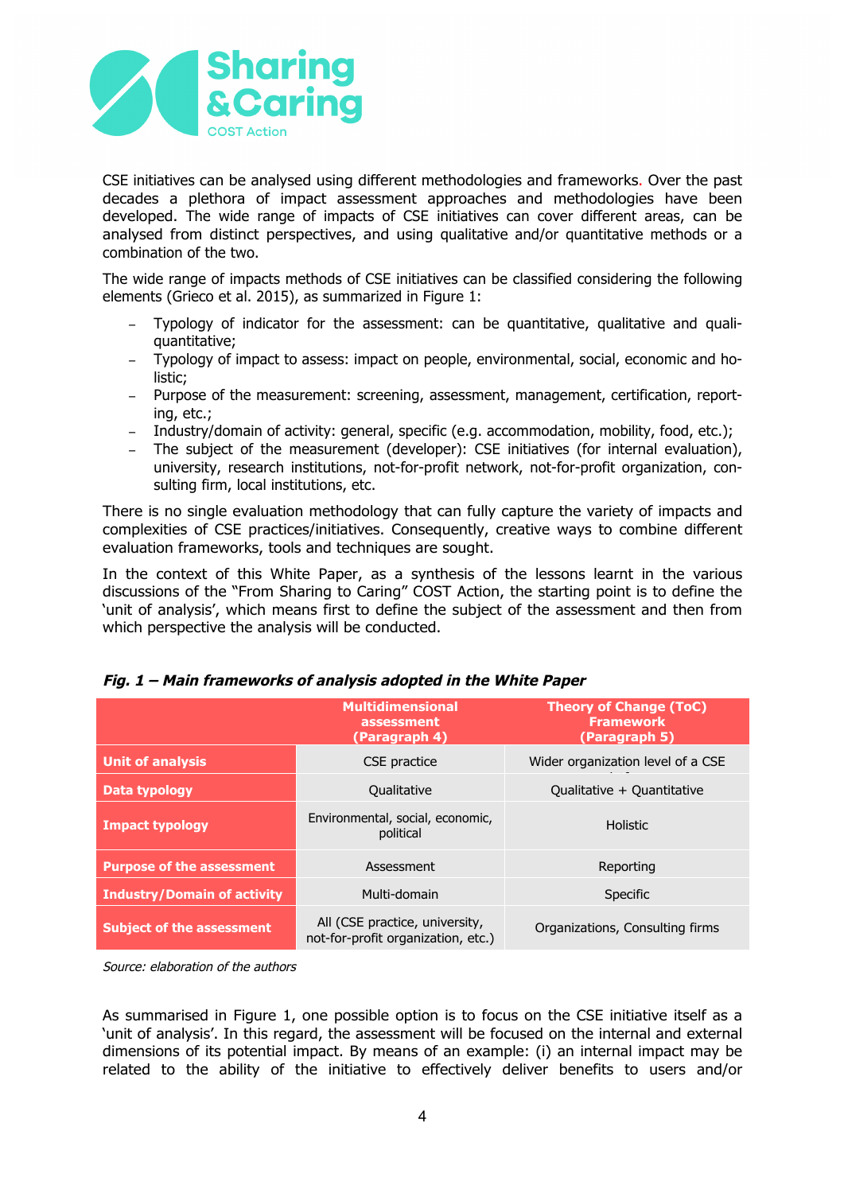CSE initiatives can be analysed using different methodologies and frameworks. Over the past decades a plethora of impact assessment approaches and methodologies have been developed. The wide range of impacts of CSE initiatives can cover different areas, can be analysed from distinct perspectives, and using qualitative and/or quantitative methods or a combination of the two.

The wide range of impacts methods of CSE initiatives can be classified considering the following elements (Grieco et al. 2015), as summarized in Figure 1:

- Typology of indicator for the assessment: can be quantitative, qualitative and quali-quantitative;
- Typology of impact to assess: impact on people, environmental, social, economic and holistic;
- Purpose of the measurement: screening, assessment, management, certification, reporting, etc.;
- Industry/domain of activity: general, specific (e.g. accommodation, mobility, food, etc.);
- The subject of the measurement (developer): CSE initiatives (for internal evaluation), university, research institutions, not-for-profit network, not-for-profit organization, consulting firm, local institutions, etc.

There is no single evaluation methodology that can fully capture the variety of impacts and complexities of CSE practices/initiatives. Consequently, creative ways to combine different evaluation frameworks, tools and techniques are sought.

In the context of this White Paper, as a synthesis of the lessons learnt in the various discussions of the "From Sharing to Caring" COST Action, the starting point is to define the 'unit of analysis', which means first to define the subject of the assessment and then from which perspective the analysis will be conducted.

***Fig. 1 – Main frameworks of analysis adopted in the White Paper***

| | Multidimensional assessment (Paragraph 4) | Theory of Change (ToC) Framework (Paragraph 5) |
|---|---|---|
| **Unit of analysis** | CSE practice | Wider organization level of a CSE |
| **Data typology** | Qualitative | Qualitative + Quantitative |
| **Impact typology** | Environmental, social, economic, political | Holistic |
| **Purpose of the assessment** | Assessment | Reporting |
| **Industry/Domain of activity** | Multi-domain | Specific |
| **Subject of the assessment** | All (CSE practice, university, not-for-profit organization, etc.) | Organizations, Consulting firms |

*Source: elaboration of the authors*

As summarised in Figure 1, one possible option is to focus on the CSE initiative itself as a 'unit of analysis'. In this regard, the assessment will be focused on the internal and external dimensions of its potential impact. By means of an example: (i) an internal impact may be related to the ability of the initiative to effectively deliver benefits to users and/or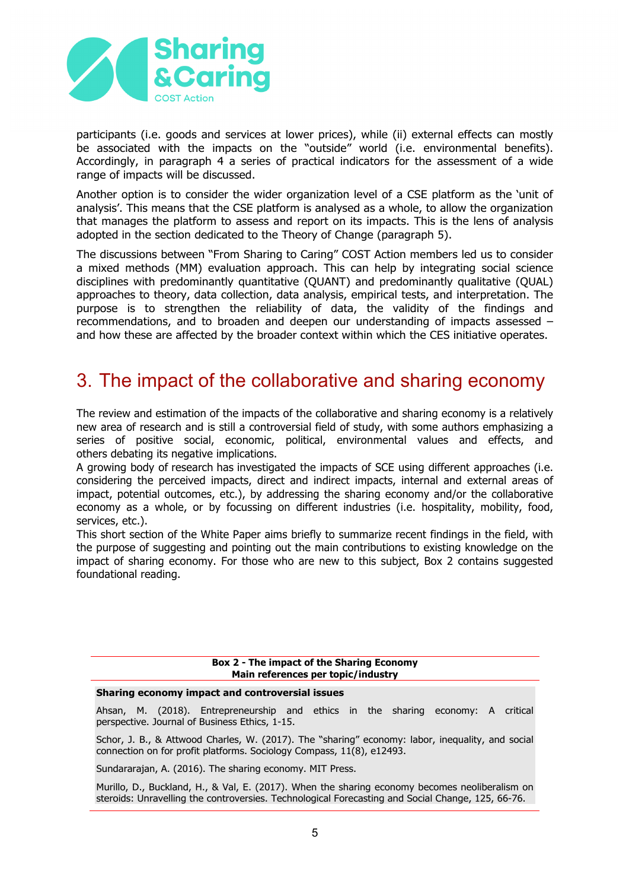participants (i.e. goods and services at lower prices), while (ii) external effects can mostly be associated with the impacts on the "outside" world (i.e. environmental benefits). Accordingly, in paragraph 4 a series of practical indicators for the assessment of a wide range of impacts will be discussed.

Another option is to consider the wider organization level of a CSE platform as the 'unit of analysis'. This means that the CSE platform is analysed as a whole, to allow the organization that manages the platform to assess and report on its impacts. This is the lens of analysis adopted in the section dedicated to the Theory of Change (paragraph 5).

The discussions between "From Sharing to Caring" COST Action members led us to consider a mixed methods (MM) evaluation approach. This can help by integrating social science disciplines with predominantly quantitative (QUANT) and predominantly qualitative (QUAL) approaches to theory, data collection, data analysis, empirical tests, and interpretation. The purpose is to strengthen the reliability of data, the validity of the findings and recommendations, and to broaden and deepen our understanding of impacts assessed – and how these are affected by the broader context within which the CES initiative operates.

# 3. The impact of the collaborative and sharing economy

The review and estimation of the impacts of the collaborative and sharing economy is a relatively new area of research and is still a controversial field of study, with some authors emphasizing a series of positive social, economic, political, environmental values and effects, and others debating its negative implications.

A growing body of research has investigated the impacts of SCE using different approaches (i.e. considering the perceived impacts, direct and indirect impacts, internal and external areas of impact, potential outcomes, etc.), by addressing the sharing economy and/or the collaborative economy as a whole, or by focussing on different industries (i.e. hospitality, mobility, food, services, etc.).

This short section of the White Paper aims briefly to summarize recent findings in the field, with the purpose of suggesting and pointing out the main contributions to existing knowledge on the impact of sharing economy. For those who are new to this subject, Box 2 contains suggested foundational reading.

**Box 2 - The impact of the Sharing Economy**
**Main references per topic/industry**

**Sharing economy impact and controversial issues**

Ahsan, M. (2018). Entrepreneurship and ethics in the sharing economy: A critical perspective. Journal of Business Ethics, 1-15.

Schor, J. B., & Attwood Charles, W. (2017). The "sharing" economy: labor, inequality, and social connection on for profit platforms. Sociology Compass, 11(8), e12493.

Sundararajan, A. (2016). The sharing economy. MIT Press.

Murillo, D., Buckland, H., & Val, E. (2017). When the sharing economy becomes neoliberalism on steroids: Unravelling the controversies. Technological Forecasting and Social Change, 125, 66-76.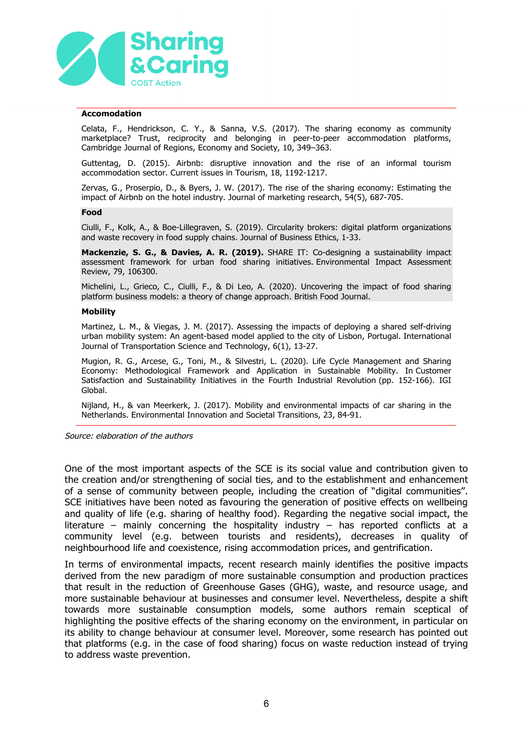**Accomodation**

Celata, F., Hendrickson, C. Y., & Sanna, V.S. (2017). The sharing economy as community marketplace? Trust, reciprocity and belonging in peer-to-peer accommodation platforms, Cambridge Journal of Regions, Economy and Society, 10, 349–363.

Guttentag, D. (2015). Airbnb: disruptive innovation and the rise of an informal tourism accommodation sector. Current issues in Tourism, 18, 1192-1217.

Zervas, G., Proserpio, D., & Byers, J. W. (2017). The rise of the sharing economy: Estimating the impact of Airbnb on the hotel industry. Journal of marketing research, 54(5), 687-705.

**Food**

Ciulli, F., Kolk, A., & Boe-Lillegraven, S. (2019). Circularity brokers: digital platform organizations and waste recovery in food supply chains. Journal of Business Ethics, 1-33.

**Mackenzie, S. G., & Davies, A. R. (2019).** SHARE IT: Co-designing a sustainability impact assessment framework for urban food sharing initiatives. Environmental Impact Assessment Review, 79, 106300.

Michelini, L., Grieco, C., Ciulli, F., & Di Leo, A. (2020). Uncovering the impact of food sharing platform business models: a theory of change approach. British Food Journal.

**Mobility**

Martinez, L. M., & Viegas, J. M. (2017). Assessing the impacts of deploying a shared self-driving urban mobility system: An agent-based model applied to the city of Lisbon, Portugal. International Journal of Transportation Science and Technology, 6(1), 13-27.

Mugion, R. G., Arcese, G., Toni, M., & Silvestri, L. (2020). Life Cycle Management and Sharing Economy: Methodological Framework and Application in Sustainable Mobility. In Customer Satisfaction and Sustainability Initiatives in the Fourth Industrial Revolution (pp. 152-166). IGI Global.

Nijland, H., & van Meerkerk, J. (2017). Mobility and environmental impacts of car sharing in the Netherlands. Environmental Innovation and Societal Transitions, 23, 84-91.

*Source: elaboration of the authors*

One of the most important aspects of the SCE is its social value and contribution given to the creation and/or strengthening of social ties, and to the establishment and enhancement of a sense of community between people, including the creation of "digital communities". SCE initiatives have been noted as favouring the generation of positive effects on wellbeing and quality of life (e.g. sharing of healthy food). Regarding the negative social impact, the literature – mainly concerning the hospitality industry – has reported conflicts at a community level (e.g. between tourists and residents), decreases in quality of neighbourhood life and coexistence, rising accommodation prices, and gentrification.

In terms of environmental impacts, recent research mainly identifies the positive impacts derived from the new paradigm of more sustainable consumption and production practices that result in the reduction of Greenhouse Gases (GHG), waste, and resource usage, and more sustainable behaviour at businesses and consumer level. Nevertheless, despite a shift towards more sustainable consumption models, some authors remain sceptical of highlighting the positive effects of the sharing economy on the environment, in particular on its ability to change behaviour at consumer level. Moreover, some research has pointed out that platforms (e.g. in the case of food sharing) focus on waste reduction instead of trying to address waste prevention.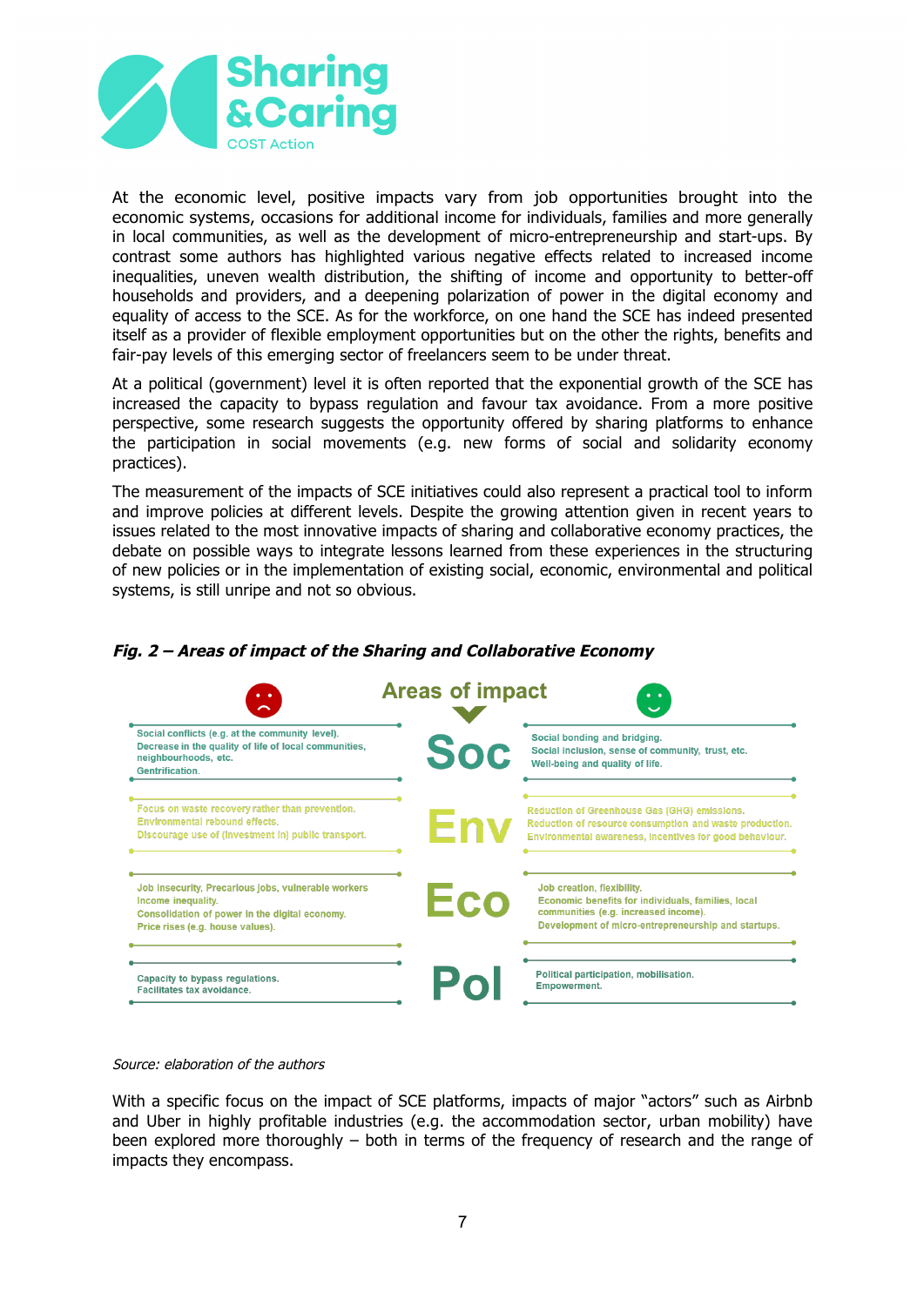At the economic level, positive impacts vary from job opportunities brought into the economic systems, occasions for additional income for individuals, families and more generally in local communities, as well as the development of micro-entrepreneurship and start-ups. By contrast some authors has highlighted various negative effects related to increased income inequalities, uneven wealth distribution, the shifting of income and opportunity to better-off households and providers, and a deepening polarization of power in the digital economy and equality of access to the SCE. As for the workforce, on one hand the SCE has indeed presented itself as a provider of flexible employment opportunities but on the other the rights, benefits and fair-pay levels of this emerging sector of freelancers seem to be under threat.

At a political (government) level it is often reported that the exponential growth of the SCE has increased the capacity to bypass regulation and favour tax avoidance. From a more positive perspective, some research suggests the opportunity offered by sharing platforms to enhance the participation in social movements (e.g. new forms of social and solidarity economy practices).

The measurement of the impacts of SCE initiatives could also represent a practical tool to inform and improve policies at different levels. Despite the growing attention given in recent years to issues related to the most innovative impacts of sharing and collaborative economy practices, the debate on possible ways to integrate lessons learned from these experiences in the structuring of new policies or in the implementation of existing social, economic, environmental and political systems, is still unripe and not so obvious.

***Fig. 2 – Areas of impact of the Sharing and Collaborative Economy***

| ☹ (negative) | Areas of impact | ☺ (positive) |
|---|---|---|
| Social conflicts (e.g. at the community level). Decrease in the quality of life of local communities, neighbourhoods, etc. Gentrification. | **Soc** | Social bonding and bridging. Social inclusion, sense of community, trust, etc. Well-being and quality of life. |
| Focus on waste recovery rather than prevention. Environmental rebound effects. Discourage use of (investment in) public transport. | **Env** | Reduction of Greenhouse Gas (GHG) emissions. Reduction of resource consumption and waste production. Environmental awareness, incentives for good behaviour. |
| Job insecurity. Precarious jobs, vulnerable workers. Income inequality. Consolidation of power in the digital economy. Price rises (e.g. house values). | **Eco** | Job creation, flexibility. Economic benefits for individuals, families, local communities (e.g. increased income). Development of micro-entrepreneurship and startups. |
| Capacity to bypass regulations. Facilitates tax avoidance. | **Pol** | Political participation, mobilisation. Empowerment. |

*Source: elaboration of the authors*

With a specific focus on the impact of SCE platforms, impacts of major "actors" such as Airbnb and Uber in highly profitable industries (e.g. the accommodation sector, urban mobility) have been explored more thoroughly – both in terms of the frequency of research and the range of impacts they encompass.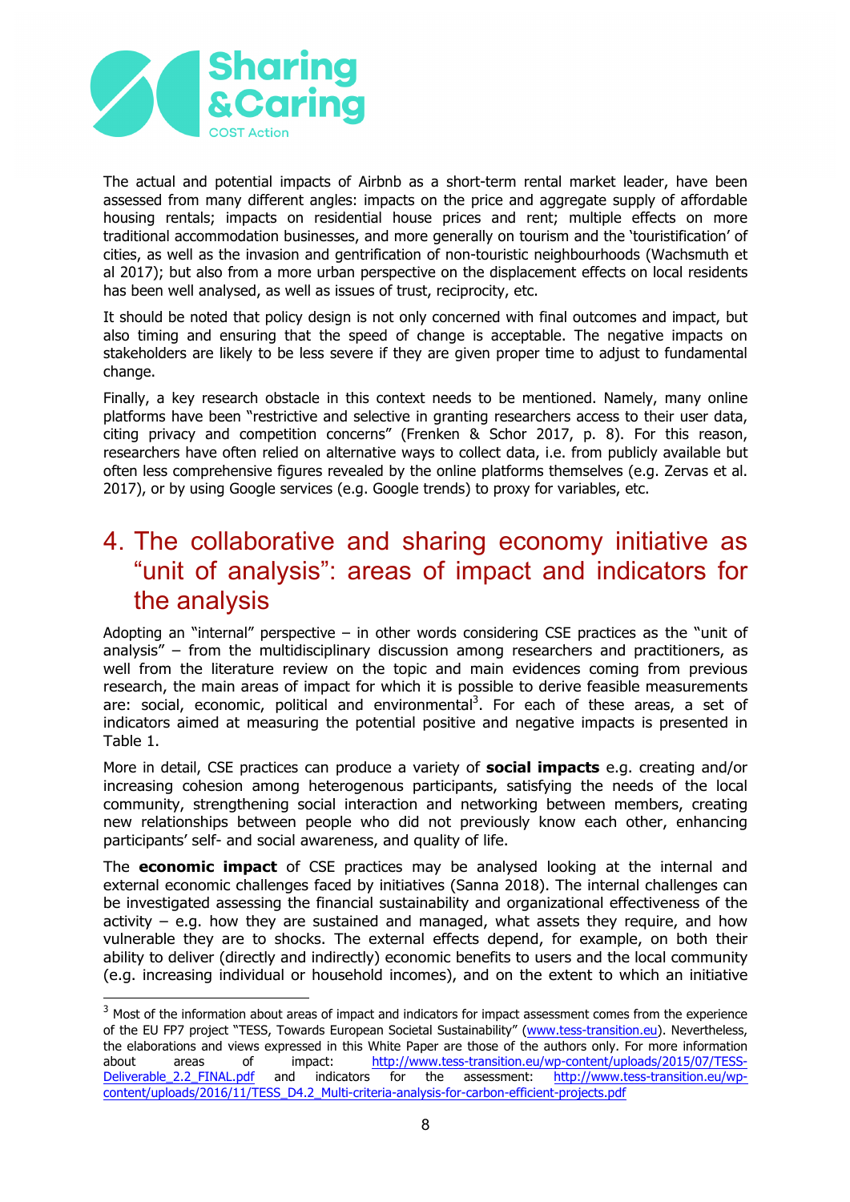The actual and potential impacts of Airbnb as a short-term rental market leader, have been assessed from many different angles: impacts on the price and aggregate supply of affordable housing rentals; impacts on residential house prices and rent; multiple effects on more traditional accommodation businesses, and more generally on tourism and the 'touristification' of cities, as well as the invasion and gentrification of non-touristic neighbourhoods (Wachsmuth et al 2017); but also from a more urban perspective on the displacement effects on local residents has been well analysed, as well as issues of trust, reciprocity, etc.

It should be noted that policy design is not only concerned with final outcomes and impact, but also timing and ensuring that the speed of change is acceptable. The negative impacts on stakeholders are likely to be less severe if they are given proper time to adjust to fundamental change.

Finally, a key research obstacle in this context needs to be mentioned. Namely, many online platforms have been "restrictive and selective in granting researchers access to their user data, citing privacy and competition concerns" (Frenken & Schor 2017, p. 8). For this reason, researchers have often relied on alternative ways to collect data, i.e. from publicly available but often less comprehensive figures revealed by the online platforms themselves (e.g. Zervas et al. 2017), or by using Google services (e.g. Google trends) to proxy for variables, etc.

# 4. The collaborative and sharing economy initiative as "unit of analysis": areas of impact and indicators for the analysis

Adopting an "internal" perspective – in other words considering CSE practices as the "unit of analysis" – from the multidisciplinary discussion among researchers and practitioners, as well from the literature review on the topic and main evidences coming from previous research, the main areas of impact for which it is possible to derive feasible measurements are: social, economic, political and environmental[3]. For each of these areas, a set of indicators aimed at measuring the potential positive and negative impacts is presented in Table 1.

More in detail, CSE practices can produce a variety of **social impacts** e.g. creating and/or increasing cohesion among heterogenous participants, satisfying the needs of the local community, strengthening social interaction and networking between members, creating new relationships between people who did not previously know each other, enhancing participants' self- and social awareness, and quality of life.

The **economic impact** of CSE practices may be analysed looking at the internal and external economic challenges faced by initiatives (Sanna 2018). The internal challenges can be investigated assessing the financial sustainability and organizational effectiveness of the activity – e.g. how they are sustained and managed, what assets they require, and how vulnerable they are to shocks. The external effects depend, for example, on both their ability to deliver (directly and indirectly) economic benefits to users and the local community (e.g. increasing individual or household incomes), and on the extent to which an initiative

---

[3] Most of the information about areas of impact and indicators for impact assessment comes from the experience of the EU FP7 project "TESS, Towards European Societal Sustainability" (www.tess-transition.eu). Nevertheless, the elaborations and views expressed in this White Paper are those of the authors only. For more information about areas of impact: http://www.tess-transition.eu/wp-content/uploads/2015/07/TESS-Deliverable_2.2_FINAL.pdf and indicators for the assessment: http://www.tess-transition.eu/wp-content/uploads/2016/11/TESS_D4.2_Multi-criteria-analysis-for-carbon-efficient-projects.pdf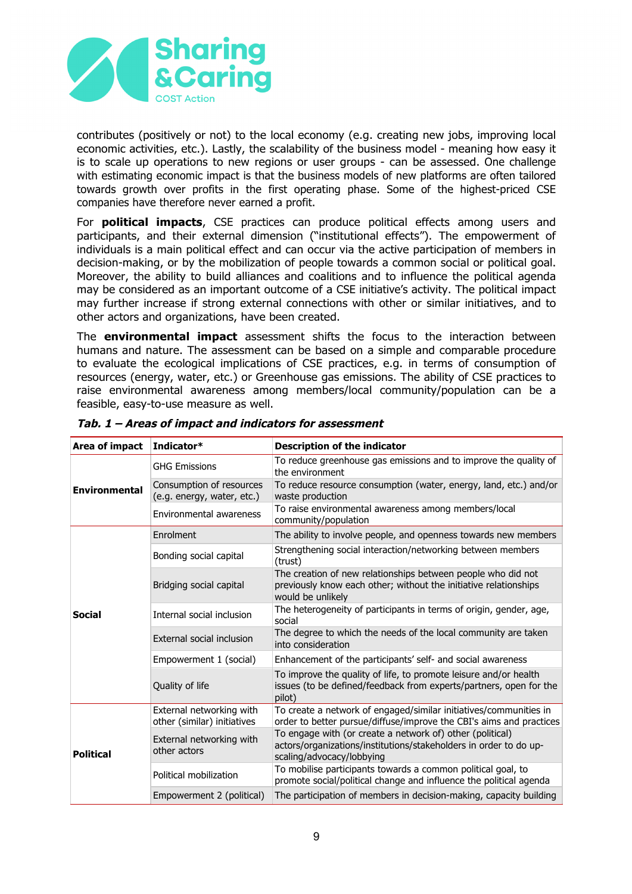contributes (positively or not) to the local economy (e.g. creating new jobs, improving local economic activities, etc.). Lastly, the scalability of the business model - meaning how easy it is to scale up operations to new regions or user groups - can be assessed. One challenge with estimating economic impact is that the business models of new platforms are often tailored towards growth over profits in the first operating phase. Some of the highest-priced CSE companies have therefore never earned a profit.

For **political impacts**, CSE practices can produce political effects among users and participants, and their external dimension ("institutional effects"). The empowerment of individuals is a main political effect and can occur via the active participation of members in decision-making, or by the mobilization of people towards a common social or political goal. Moreover, the ability to build alliances and coalitions and to influence the political agenda may be considered as an important outcome of a CSE initiative's activity. The political impact may further increase if strong external connections with other or similar initiatives, and to other actors and organizations, have been created.

The **environmental impact** assessment shifts the focus to the interaction between humans and nature. The assessment can be based on a simple and comparable procedure to evaluate the ecological implications of CSE practices, e.g. in terms of consumption of resources (energy, water, etc.) or Greenhouse gas emissions. The ability of CSE practices to raise environmental awareness among members/local community/population can be a feasible, easy-to-use measure as well.

***Tab. 1 – Areas of impact and indicators for assessment***

| Area of impact | Indicator* | Description of the indicator |
|---|---|---|
| **Environmental** | GHG Emissions | To reduce greenhouse gas emissions and to improve the quality of the environment |
| | Consumption of resources (e.g. energy, water, etc.) | To reduce resource consumption (water, energy, land, etc.) and/or waste production |
| | Environmental awareness | To raise environmental awareness among members/local community/population |
| **Social** | Enrolment | The ability to involve people, and openness towards new members |
| | Bonding social capital | Strengthening social interaction/networking between members (trust) |
| | Bridging social capital | The creation of new relationships between people who did not previously know each other; without the initiative relationships would be unlikely |
| | Internal social inclusion | The heterogeneity of participants in terms of origin, gender, age, social |
| | External social inclusion | The degree to which the needs of the local community are taken into consideration |
| | Empowerment 1 (social) | Enhancement of the participants' self- and social awareness |
| | Quality of life | To improve the quality of life, to promote leisure and/or health issues (to be defined/feedback from experts/partners, open for the pilot) |
| **Political** | External networking with other (similar) initiatives | To create a network of engaged/similar initiatives/communities in order to better pursue/diffuse/improve the CBI's aims and practices |
| | External networking with other actors | To engage with (or create a network of) other (political) actors/organizations/institutions/stakeholders in order to do up-scaling/advocacy/lobbying |
| | Political mobilization | To mobilise participants towards a common political goal, to promote social/political change and influence the political agenda |
| | Empowerment 2 (political) | The participation of members in decision-making, capacity building |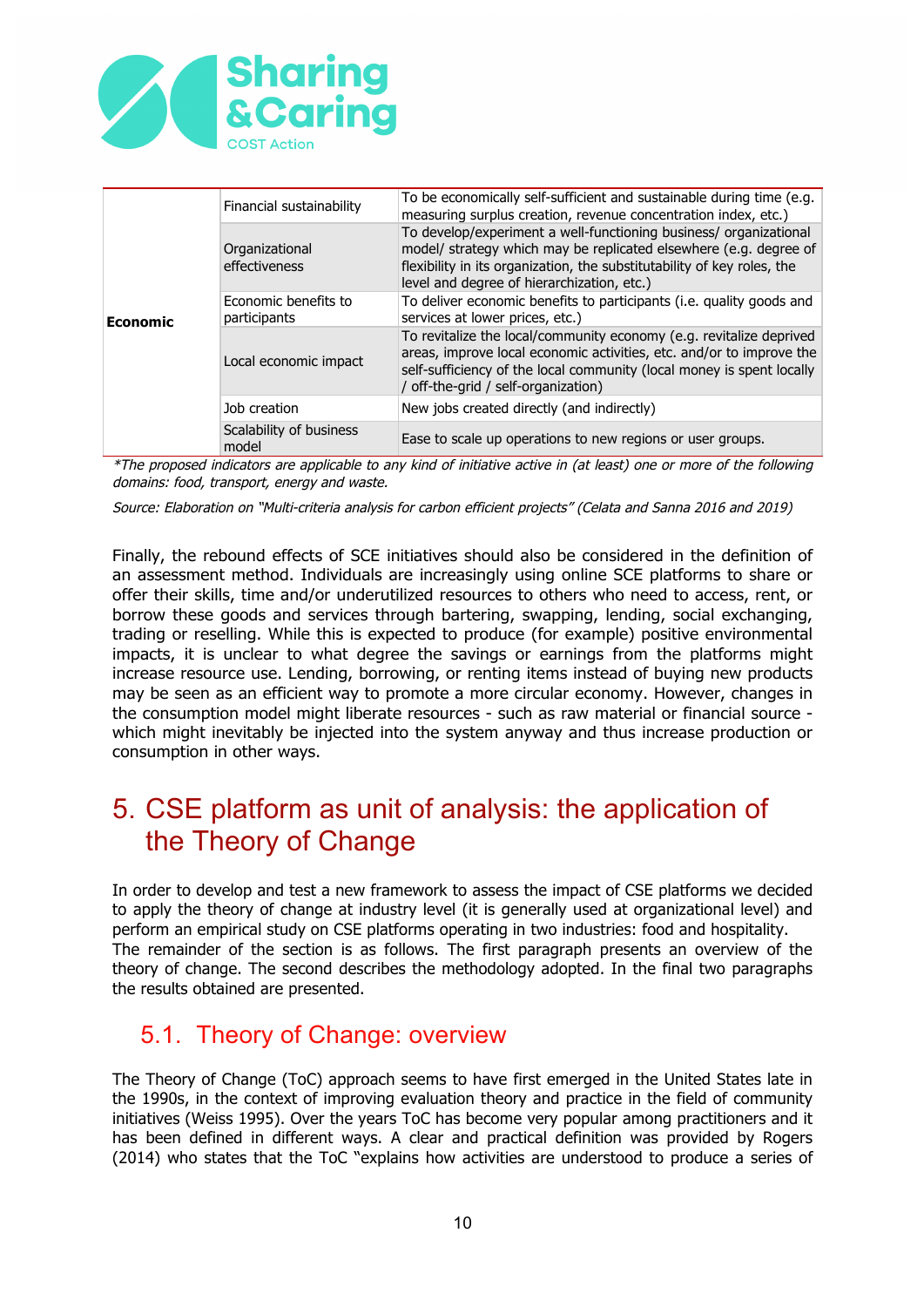| | | |
|---|---|---|
| **Economic** | Financial sustainability | To be economically self-sufficient and sustainable during time (e.g. measuring surplus creation, revenue concentration index, etc.) |
| | Organizational effectiveness | To develop/experiment a well-functioning business/ organizational model/ strategy which may be replicated elsewhere (e.g. degree of flexibility in its organization, the substitutability of key roles, the level and degree of hierarchization, etc.) |
| | Economic benefits to participants | To deliver economic benefits to participants (i.e. quality goods and services at lower prices, etc.) |
| | Local economic impact | To revitalize the local/community economy (e.g. revitalize deprived areas, improve local economic activities, etc. and/or to improve the self-sufficiency of the local community (local money is spent locally / off-the-grid / self-organization) |
| | Job creation | New jobs created directly (and indirectly) |
| | Scalability of business model | Ease to scale up operations to new regions or user groups. |

*\*The proposed indicators are applicable to any kind of initiative active in (at least) one or more of the following domains: food, transport, energy and waste.*

*Source: Elaboration on "Multi-criteria analysis for carbon efficient projects" (Celata and Sanna 2016 and 2019)*

Finally, the rebound effects of SCE initiatives should also be considered in the definition of an assessment method. Individuals are increasingly using online SCE platforms to share or offer their skills, time and/or underutilized resources to others who need to access, rent, or borrow these goods and services through bartering, swapping, lending, social exchanging, trading or reselling. While this is expected to produce (for example) positive environmental impacts, it is unclear to what degree the savings or earnings from the platforms might increase resource use. Lending, borrowing, or renting items instead of buying new products may be seen as an efficient way to promote a more circular economy. However, changes in the consumption model might liberate resources - such as raw material or financial source - which might inevitably be injected into the system anyway and thus increase production or consumption in other ways.

# 5. CSE platform as unit of analysis: the application of the Theory of Change

In order to develop and test a new framework to assess the impact of CSE platforms we decided to apply the theory of change at industry level (it is generally used at organizational level) and perform an empirical study on CSE platforms operating in two industries: food and hospitality.
The remainder of the section is as follows. The first paragraph presents an overview of the theory of change. The second describes the methodology adopted. In the final two paragraphs the results obtained are presented.

## 5.1. Theory of Change: overview

The Theory of Change (ToC) approach seems to have first emerged in the United States late in the 1990s, in the context of improving evaluation theory and practice in the field of community initiatives (Weiss 1995). Over the years ToC has become very popular among practitioners and it has been defined in different ways. A clear and practical definition was provided by Rogers (2014) who states that the ToC "explains how activities are understood to produce a series of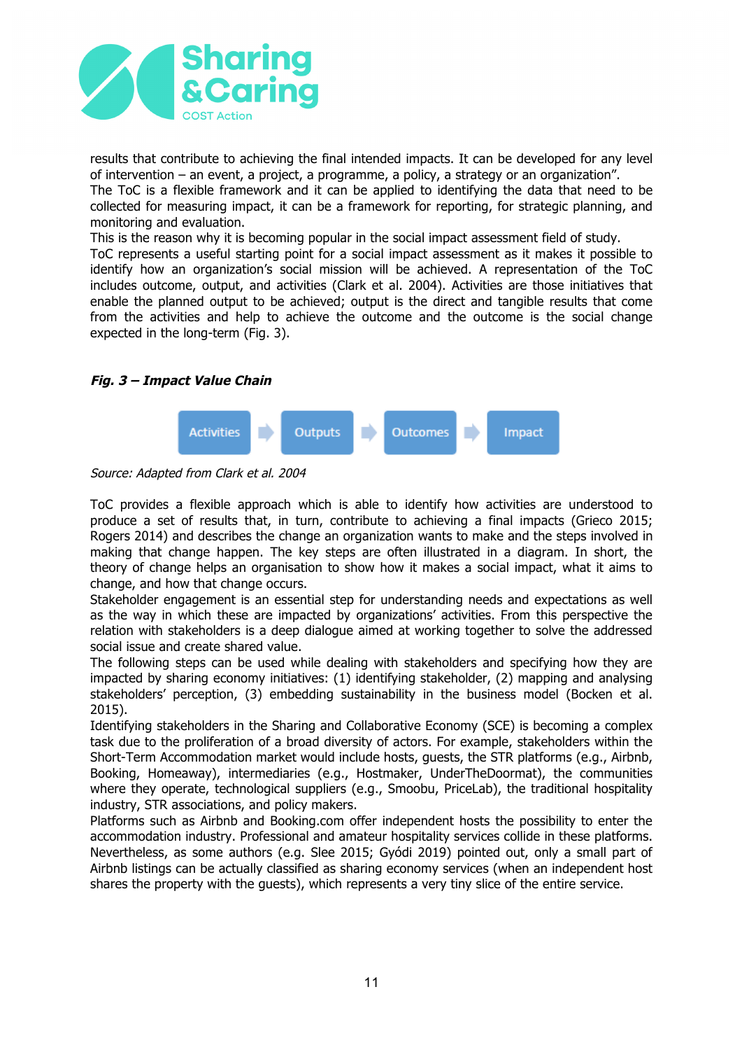results that contribute to achieving the final intended impacts. It can be developed for any level of intervention – an event, a project, a programme, a policy, a strategy or an organization".
The ToC is a flexible framework and it can be applied to identifying the data that need to be collected for measuring impact, it can be a framework for reporting, for strategic planning, and monitoring and evaluation.
This is the reason why it is becoming popular in the social impact assessment field of study.
ToC represents a useful starting point for a social impact assessment as it makes it possible to identify how an organization's social mission will be achieved. A representation of the ToC includes outcome, output, and activities (Clark et al. 2004). Activities are those initiatives that enable the planned output to be achieved; output is the direct and tangible results that come from the activities and help to achieve the outcome and the outcome is the social change expected in the long-term (Fig. 3).

***Fig. 3 – Impact Value Chain***

Activities → Outputs → Outcomes → Impact

*Source: Adapted from Clark et al. 2004*

ToC provides a flexible approach which is able to identify how activities are understood to produce a set of results that, in turn, contribute to achieving a final impacts (Grieco 2015; Rogers 2014) and describes the change an organization wants to make and the steps involved in making that change happen. The key steps are often illustrated in a diagram. In short, the theory of change helps an organisation to show how it makes a social impact, what it aims to change, and how that change occurs.
Stakeholder engagement is an essential step for understanding needs and expectations as well as the way in which these are impacted by organizations' activities. From this perspective the relation with stakeholders is a deep dialogue aimed at working together to solve the addressed social issue and create shared value.
The following steps can be used while dealing with stakeholders and specifying how they are impacted by sharing economy initiatives: (1) identifying stakeholder, (2) mapping and analysing stakeholders' perception, (3) embedding sustainability in the business model (Bocken et al. 2015).
Identifying stakeholders in the Sharing and Collaborative Economy (SCE) is becoming a complex task due to the proliferation of a broad diversity of actors. For example, stakeholders within the Short-Term Accommodation market would include hosts, guests, the STR platforms (e.g., Airbnb, Booking, Homeaway), intermediaries (e.g., Hostmaker, UnderTheDoormat), the communities where they operate, technological suppliers (e.g., Smoobu, PriceLab), the traditional hospitality industry, STR associations, and policy makers.
Platforms such as Airbnb and Booking.com offer independent hosts the possibility to enter the accommodation industry. Professional and amateur hospitality services collide in these platforms. Nevertheless, as some authors (e.g. Slee 2015; Gyódi 2019) pointed out, only a small part of Airbnb listings can be actually classified as sharing economy services (when an independent host shares the property with the guests), which represents a very tiny slice of the entire service.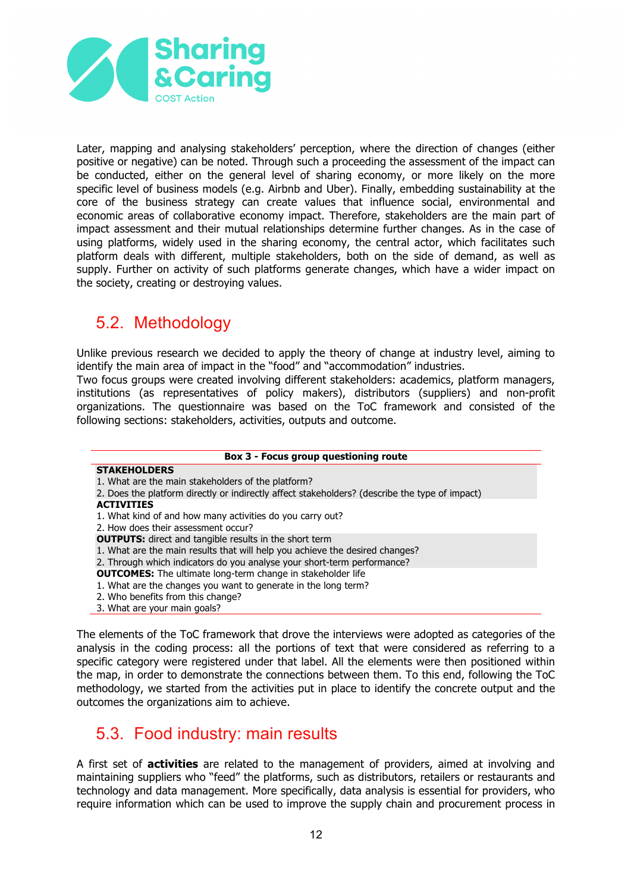Later, mapping and analysing stakeholders' perception, where the direction of changes (either positive or negative) can be noted. Through such a proceeding the assessment of the impact can be conducted, either on the general level of sharing economy, or more likely on the more specific level of business models (e.g. Airbnb and Uber). Finally, embedding sustainability at the core of the business strategy can create values that influence social, environmental and economic areas of collaborative economy impact. Therefore, stakeholders are the main part of impact assessment and their mutual relationships determine further changes. As in the case of using platforms, widely used in the sharing economy, the central actor, which facilitates such platform deals with different, multiple stakeholders, both on the side of demand, as well as supply. Further on activity of such platforms generate changes, which have a wider impact on the society, creating or destroying values.

## 5.2. Methodology

Unlike previous research we decided to apply the theory of change at industry level, aiming to identify the main area of impact in the "food" and "accommodation" industries.
Two focus groups were created involving different stakeholders: academics, platform managers, institutions (as representatives of policy makers), distributors (suppliers) and non-profit organizations. The questionnaire was based on the ToC framework and consisted of the following sections: stakeholders, activities, outputs and outcome.

| **Box 3 - Focus group questioning route** |
|---|
| **STAKEHOLDERS** |
| 1. What are the main stakeholders of the platform? |
| 2. Does the platform directly or indirectly affect stakeholders? (describe the type of impact) |
| **ACTIVITIES** |
| 1. What kind of and how many activities do you carry out? |
| 2. How does their assessment occur? |
| **OUTPUTS:** direct and tangible results in the short term |
| 1. What are the main results that will help you achieve the desired changes? |
| 2. Through which indicators do you analyse your short-term performance? |
| **OUTCOMES:** The ultimate long-term change in stakeholder life |
| 1. What are the changes you want to generate in the long term? |
| 2. Who benefits from this change? |
| 3. What are your main goals? |

The elements of the ToC framework that drove the interviews were adopted as categories of the analysis in the coding process: all the portions of text that were considered as referring to a specific category were registered under that label. All the elements were then positioned within the map, in order to demonstrate the connections between them. To this end, following the ToC methodology, we started from the activities put in place to identify the concrete output and the outcomes the organizations aim to achieve.

## 5.3. Food industry: main results

A first set of **activities** are related to the management of providers, aimed at involving and maintaining suppliers who "feed" the platforms, such as distributors, retailers or restaurants and technology and data management. More specifically, data analysis is essential for providers, who require information which can be used to improve the supply chain and procurement process in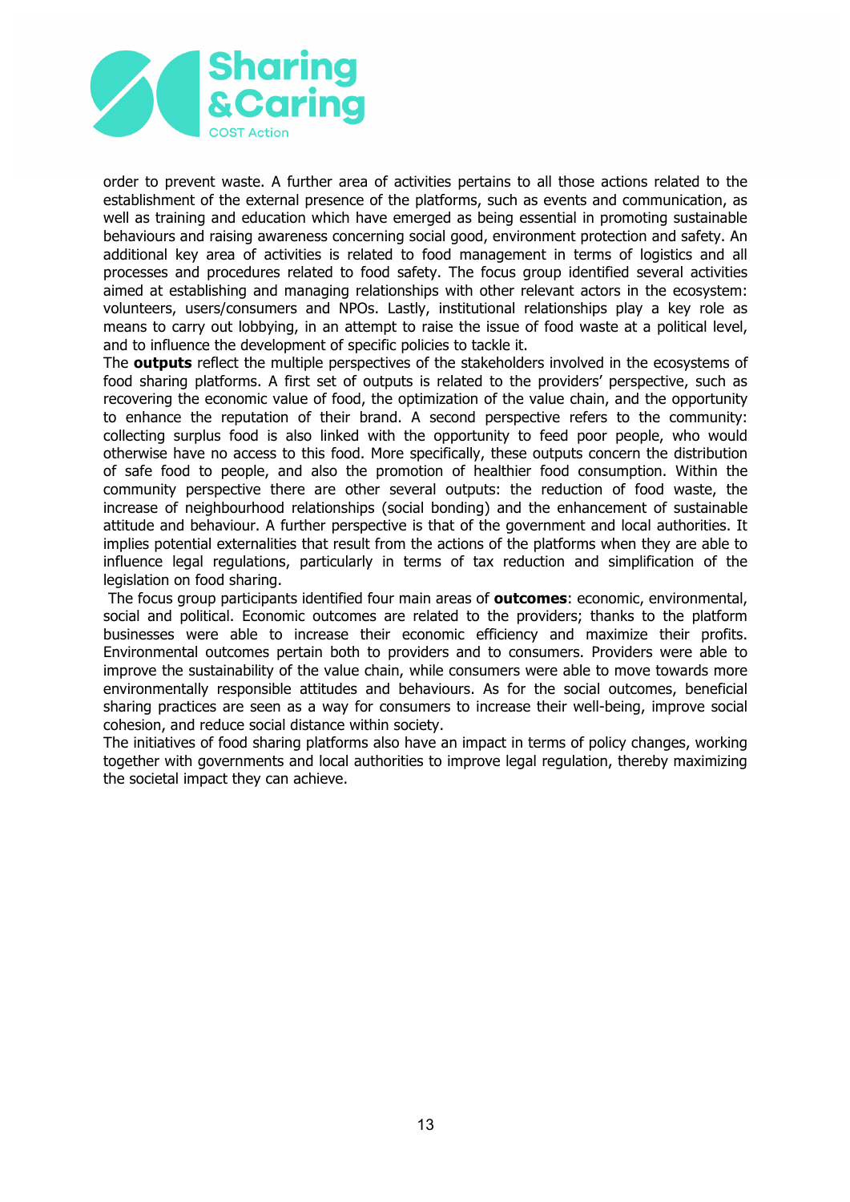order to prevent waste. A further area of activities pertains to all those actions related to the establishment of the external presence of the platforms, such as events and communication, as well as training and education which have emerged as being essential in promoting sustainable behaviours and raising awareness concerning social good, environment protection and safety. An additional key area of activities is related to food management in terms of logistics and all processes and procedures related to food safety. The focus group identified several activities aimed at establishing and managing relationships with other relevant actors in the ecosystem: volunteers, users/consumers and NPOs. Lastly, institutional relationships play a key role as means to carry out lobbying, in an attempt to raise the issue of food waste at a political level, and to influence the development of specific policies to tackle it.

The **outputs** reflect the multiple perspectives of the stakeholders involved in the ecosystems of food sharing platforms. A first set of outputs is related to the providers' perspective, such as recovering the economic value of food, the optimization of the value chain, and the opportunity to enhance the reputation of their brand. A second perspective refers to the community: collecting surplus food is also linked with the opportunity to feed poor people, who would otherwise have no access to this food. More specifically, these outputs concern the distribution of safe food to people, and also the promotion of healthier food consumption. Within the community perspective there are other several outputs: the reduction of food waste, the increase of neighbourhood relationships (social bonding) and the enhancement of sustainable attitude and behaviour. A further perspective is that of the government and local authorities. It implies potential externalities that result from the actions of the platforms when they are able to influence legal regulations, particularly in terms of tax reduction and simplification of the legislation on food sharing.

The focus group participants identified four main areas of **outcomes**: economic, environmental, social and political. Economic outcomes are related to the providers; thanks to the platform businesses were able to increase their economic efficiency and maximize their profits. Environmental outcomes pertain both to providers and to consumers. Providers were able to improve the sustainability of the value chain, while consumers were able to move towards more environmentally responsible attitudes and behaviours. As for the social outcomes, beneficial sharing practices are seen as a way for consumers to increase their well-being, improve social cohesion, and reduce social distance within society.

The initiatives of food sharing platforms also have an impact in terms of policy changes, working together with governments and local authorities to improve legal regulation, thereby maximizing the societal impact they can achieve.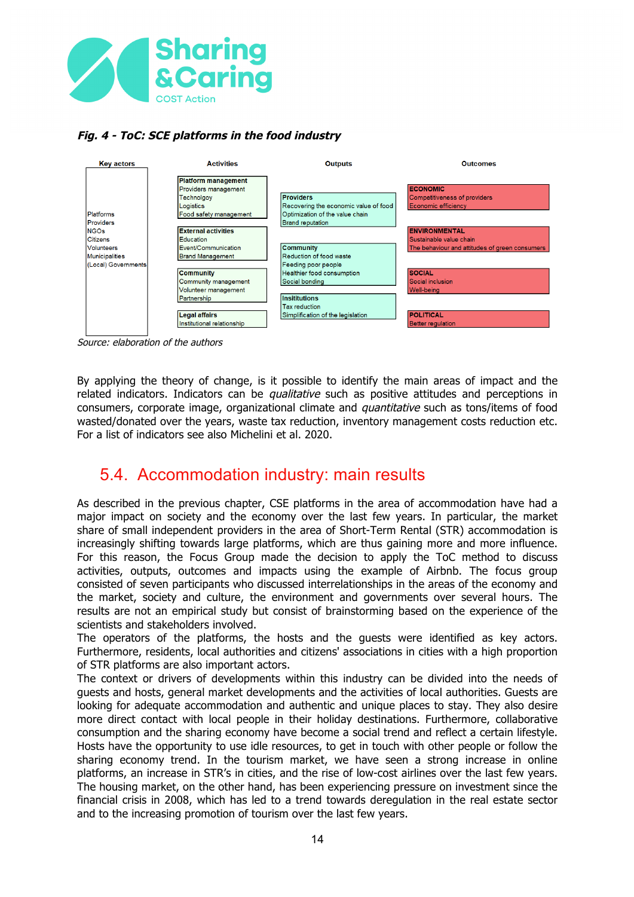***Fig. 4 - ToC: SCE platforms in the food industry***

| Key actors | Activities | Outputs | Outcomes |
|---|---|---|---|
| Platforms<br>Providers<br>NGOs<br>Citizens<br>Volunteers<br>Municipalities<br>(Local) Governments | **Platform management**<br>Providers management<br>Technolgoy<br>Logistics<br>Food safety management | **Providers**<br>Recovering the economic value of food<br>Optimization of the value chain<br>Brand reputation | **ECONOMIC**<br>Competitiveness of providers<br>Economic efficiency |
| | **External activities**<br>Education<br>Event/Communication<br>Brand Management | **Community**<br>Reduction of food waste<br>Feeding poor people<br>Healthier food consumption<br>Social bonding | **ENVIRONMENTAL**<br>Sustainable value chain<br>The behaviour and attitudes of green consumers |
| | **Community**<br>Community management<br>Volunteer management<br>Partnership | **Insititutions**<br>Tax reduction<br>Simplification of the legislation | **SOCIAL**<br>Social inclusion<br>Well-being |
| | **Legal affairs**<br>Institutional relationship | | **POLITICAL**<br>Better regulation |

*Source: elaboration of the authors*

By applying the theory of change, is it possible to identify the main areas of impact and the related indicators. Indicators can be *qualitative* such as positive attitudes and perceptions in consumers, corporate image, organizational climate and *quantitative* such as tons/items of food wasted/donated over the years, waste tax reduction, inventory management costs reduction etc. For a list of indicators see also Michelini et al. 2020.

## 5.4. Accommodation industry: main results

As described in the previous chapter, CSE platforms in the area of accommodation have had a major impact on society and the economy over the last few years. In particular, the market share of small independent providers in the area of Short-Term Rental (STR) accommodation is increasingly shifting towards large platforms, which are thus gaining more and more influence. For this reason, the Focus Group made the decision to apply the ToC method to discuss activities, outputs, outcomes and impacts using the example of Airbnb. The focus group consisted of seven participants who discussed interrelationships in the areas of the economy and the market, society and culture, the environment and governments over several hours. The results are not an empirical study but consist of brainstorming based on the experience of the scientists and stakeholders involved.

The operators of the platforms, the hosts and the guests were identified as key actors. Furthermore, residents, local authorities and citizens' associations in cities with a high proportion of STR platforms are also important actors.

The context or drivers of developments within this industry can be divided into the needs of guests and hosts, general market developments and the activities of local authorities. Guests are looking for adequate accommodation and authentic and unique places to stay. They also desire more direct contact with local people in their holiday destinations. Furthermore, collaborative consumption and the sharing economy have become a social trend and reflect a certain lifestyle. Hosts have the opportunity to use idle resources, to get in touch with other people or follow the sharing economy trend. In the tourism market, we have seen a strong increase in online platforms, an increase in STR's in cities, and the rise of low-cost airlines over the last few years. The housing market, on the other hand, has been experiencing pressure on investment since the financial crisis in 2008, which has led to a trend towards deregulation in the real estate sector and to the increasing promotion of tourism over the last few years.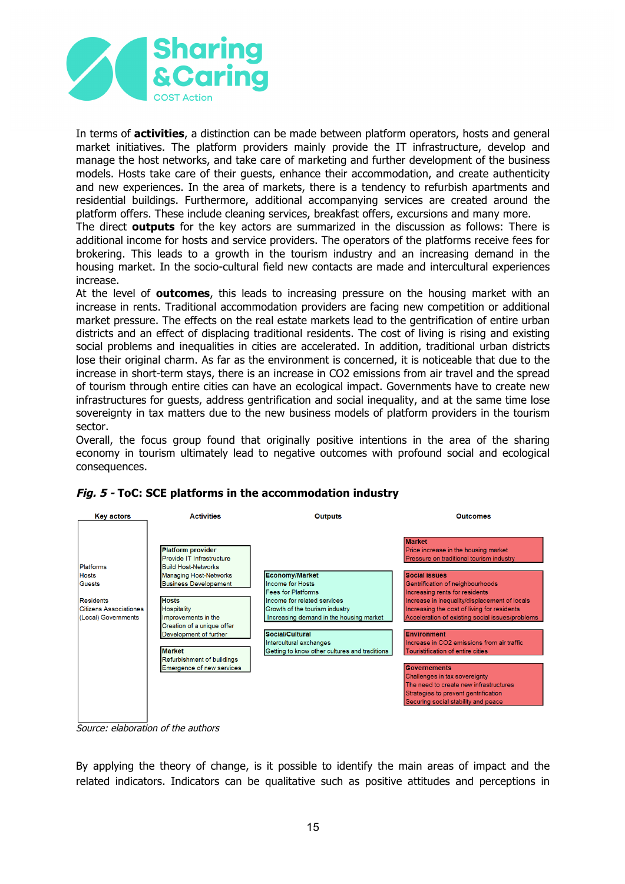In terms of **activities**, a distinction can be made between platform operators, hosts and general market initiatives. The platform providers mainly provide the IT infrastructure, develop and manage the host networks, and take care of marketing and further development of the business models. Hosts take care of their guests, enhance their accommodation, and create authenticity and new experiences. In the area of markets, there is a tendency to refurbish apartments and residential buildings. Furthermore, additional accompanying services are created around the platform offers. These include cleaning services, breakfast offers, excursions and many more.
The direct **outputs** for the key actors are summarized in the discussion as follows: There is additional income for hosts and service providers. The operators of the platforms receive fees for brokering. This leads to a growth in the tourism industry and an increasing demand in the housing market. In the socio-cultural field new contacts are made and intercultural experiences increase.
At the level of **outcomes**, this leads to increasing pressure on the housing market with an increase in rents. Traditional accommodation providers are facing new competition or additional market pressure. The effects on the real estate markets lead to the gentrification of entire urban districts and an effect of displacing traditional residents. The cost of living is rising and existing social problems and inequalities in cities are accelerated. In addition, traditional urban districts lose their original charm. As far as the environment is concerned, it is noticeable that due to the increase in short-term stays, there is an increase in $CO_2$ emissions from air travel and the spread of tourism through entire cities can have an ecological impact. Governments have to create new infrastructures for guests, address gentrification and social inequality, and at the same time lose sovereignty in tax matters due to the new business models of platform providers in the tourism sector.
Overall, the focus group found that originally positive intentions in the area of the sharing economy in tourism ultimately lead to negative outcomes with profound social and ecological consequences.

***Fig. 5* - ToC: SCE platforms in the accommodation industry**

| Key actors | Activities | Outputs | Outcomes |
|---|---|---|---|
| Platforms<br>Hosts<br>Guests<br><br>Residents<br>Citizens Associationes<br>(Local) Governments | **Platform provider**<br>Provide IT Infrastructure<br>Build Host-Networks<br>Managing Host-Networks<br>Business Developement | **Economy/Market**<br>Income for Hosts<br>Fees for Platforms<br>Income for related services<br>Growth of the tourism industry<br>Increasing demand in the housing market | **Market**<br>Price increase in the housing market<br>Pressure on traditional tourism industry |
| | **Hosts**<br>Hospitality<br>Improvements in the<br>Creation of a unique offer<br>Development of further | **Social/Cultural**<br>Intercultural exchanges<br>Getting to know other cultures and traditions | **Social issues**<br>Gentrification of neighbourhoods<br>Increasing rents for residents<br>Increase in inequality/displacement of locals<br>Increasing the cost of living for residents<br>Acceleration of existing social issues/problems |
| | **Market**<br>Refurbishment of buildings<br>Emergence of new services | | **Environment**<br>Increase in $CO_2$ emissions from air traffic<br>Touristification of entire cities |
| | | | **Governements**<br>Challenges in tax sovereignty<br>The need to create new infrastructures<br>Strategies to prevent gentrification<br>Securing social stability and peace |

*Source: elaboration of the authors*

By applying the theory of change, is it possible to identify the main areas of impact and the related indicators. Indicators can be qualitative such as positive attitudes and perceptions in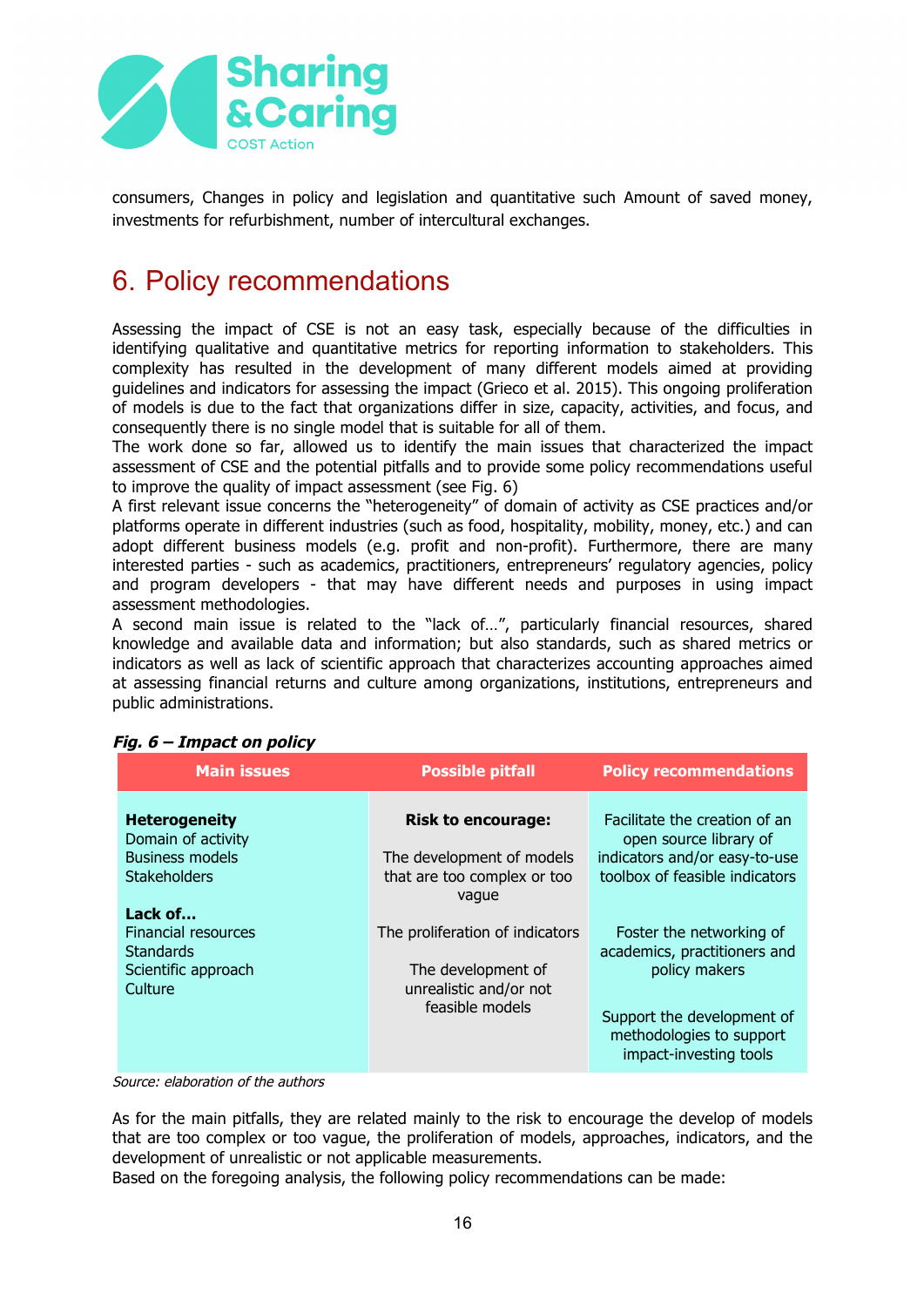consumers, Changes in policy and legislation and quantitative such Amount of saved money, investments for refurbishment, number of intercultural exchanges.

# 6. Policy recommendations

Assessing the impact of CSE is not an easy task, especially because of the difficulties in identifying qualitative and quantitative metrics for reporting information to stakeholders. This complexity has resulted in the development of many different models aimed at providing guidelines and indicators for assessing the impact (Grieco et al. 2015). This ongoing proliferation of models is due to the fact that organizations differ in size, capacity, activities, and focus, and consequently there is no single model that is suitable for all of them.

The work done so far, allowed us to identify the main issues that characterized the impact assessment of CSE and the potential pitfalls and to provide some policy recommendations useful to improve the quality of impact assessment (see Fig. 6)

A first relevant issue concerns the "heterogeneity" of domain of activity as CSE practices and/or platforms operate in different industries (such as food, hospitality, mobility, money, etc.) and can adopt different business models (e.g. profit and non-profit). Furthermore, there are many interested parties - such as academics, practitioners, entrepreneurs' regulatory agencies, policy and program developers - that may have different needs and purposes in using impact assessment methodologies.

A second main issue is related to the "lack of…", particularly financial resources, shared knowledge and available data and information; but also standards, such as shared metrics or indicators as well as lack of scientific approach that characterizes accounting approaches aimed at assessing financial returns and culture among organizations, institutions, entrepreneurs and public administrations.

***Fig. 6 – Impact on policy***

| Main issues | Possible pitfall | Policy recommendations |
|---|---|---|
| **Heterogeneity**<br>Domain of activity<br>Business models<br>Stakeholders | **Risk to encourage:**<br><br>The development of models that are too complex or too vague | Facilitate the creation of an open source library of indicators and/or easy-to-use toolbox of feasible indicators |
| **Lack of…**<br>Financial resources<br>Standards<br>Scientific approach<br>Culture | The proliferation of indicators<br><br>The development of unrealistic and/or not feasible models | Foster the networking of academics, practitioners and policy makers<br><br>Support the development of methodologies to support impact-investing tools |

*Source: elaboration of the authors*

As for the main pitfalls, they are related mainly to the risk to encourage the develop of models that are too complex or too vague, the proliferation of models, approaches, indicators, and the development of unrealistic or not applicable measurements.

Based on the foregoing analysis, the following policy recommendations can be made: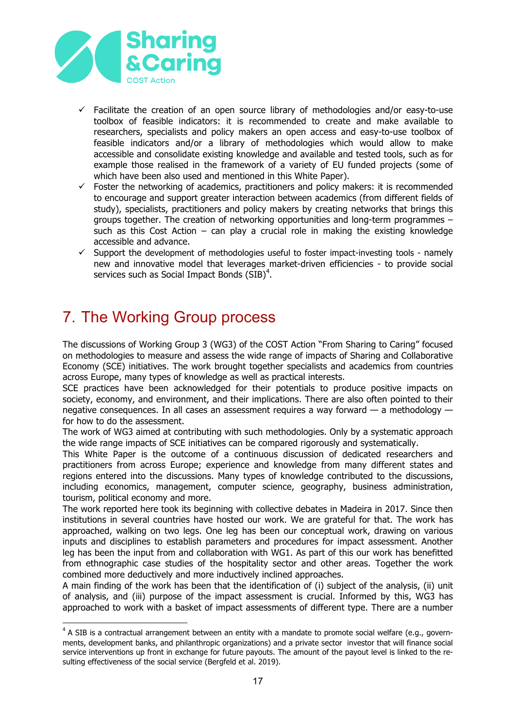- ✓ Facilitate the creation of an open source library of methodologies and/or easy-to-use toolbox of feasible indicators: it is recommended to create and make available to researchers, specialists and policy makers an open access and easy-to-use toolbox of feasible indicators and/or a library of methodologies which would allow to make accessible and consolidate existing knowledge and available and tested tools, such as for example those realised in the framework of a variety of EU funded projects (some of which have been also used and mentioned in this White Paper).
- ✓ Foster the networking of academics, practitioners and policy makers: it is recommended to encourage and support greater interaction between academics (from different fields of study), specialists, practitioners and policy makers by creating networks that brings this groups together. The creation of networking opportunities and long-term programmes – such as this Cost Action – can play a crucial role in making the existing knowledge accessible and advance.
- ✓ Support the development of methodologies useful to foster impact-investing tools - namely new and innovative model that leverages market-driven efficiencies - to provide social services such as Social Impact Bonds (SIB)[4].

# 7. The Working Group process

The discussions of Working Group 3 (WG3) of the COST Action "From Sharing to Caring" focused on methodologies to measure and assess the wide range of impacts of Sharing and Collaborative Economy (SCE) initiatives. The work brought together specialists and academics from countries across Europe, many types of knowledge as well as practical interests.

SCE practices have been acknowledged for their potentials to produce positive impacts on society, economy, and environment, and their implications. There are also often pointed to their negative consequences. In all cases an assessment requires a way forward — a methodology — for how to do the assessment.

The work of WG3 aimed at contributing with such methodologies. Only by a systematic approach the wide range impacts of SCE initiatives can be compared rigorously and systematically.

This White Paper is the outcome of a continuous discussion of dedicated researchers and practitioners from across Europe; experience and knowledge from many different states and regions entered into the discussions. Many types of knowledge contributed to the discussions, including economics, management, computer science, geography, business administration, tourism, political economy and more.

The work reported here took its beginning with collective debates in Madeira in 2017. Since then institutions in several countries have hosted our work. We are grateful for that. The work has approached, walking on two legs. One leg has been our conceptual work, drawing on various inputs and disciplines to establish parameters and procedures for impact assessment. Another leg has been the input from and collaboration with WG1. As part of this our work has benefitted from ethnographic case studies of the hospitality sector and other areas. Together the work combined more deductively and more inductively inclined approaches.

A main finding of the work has been that the identification of (i) subject of the analysis, (ii) unit of analysis, and (iii) purpose of the impact assessment is crucial. Informed by this, WG3 has approached to work with a basket of impact assessments of different type. There are a number

---

[4] A SIB is a contractual arrangement between an entity with a mandate to promote social welfare (e.g., governments, development banks, and philanthropic organizations) and a private sector investor that will finance social service interventions up front in exchange for future payouts. The amount of the payout level is linked to the resulting effectiveness of the social service (Bergfeld et al. 2019).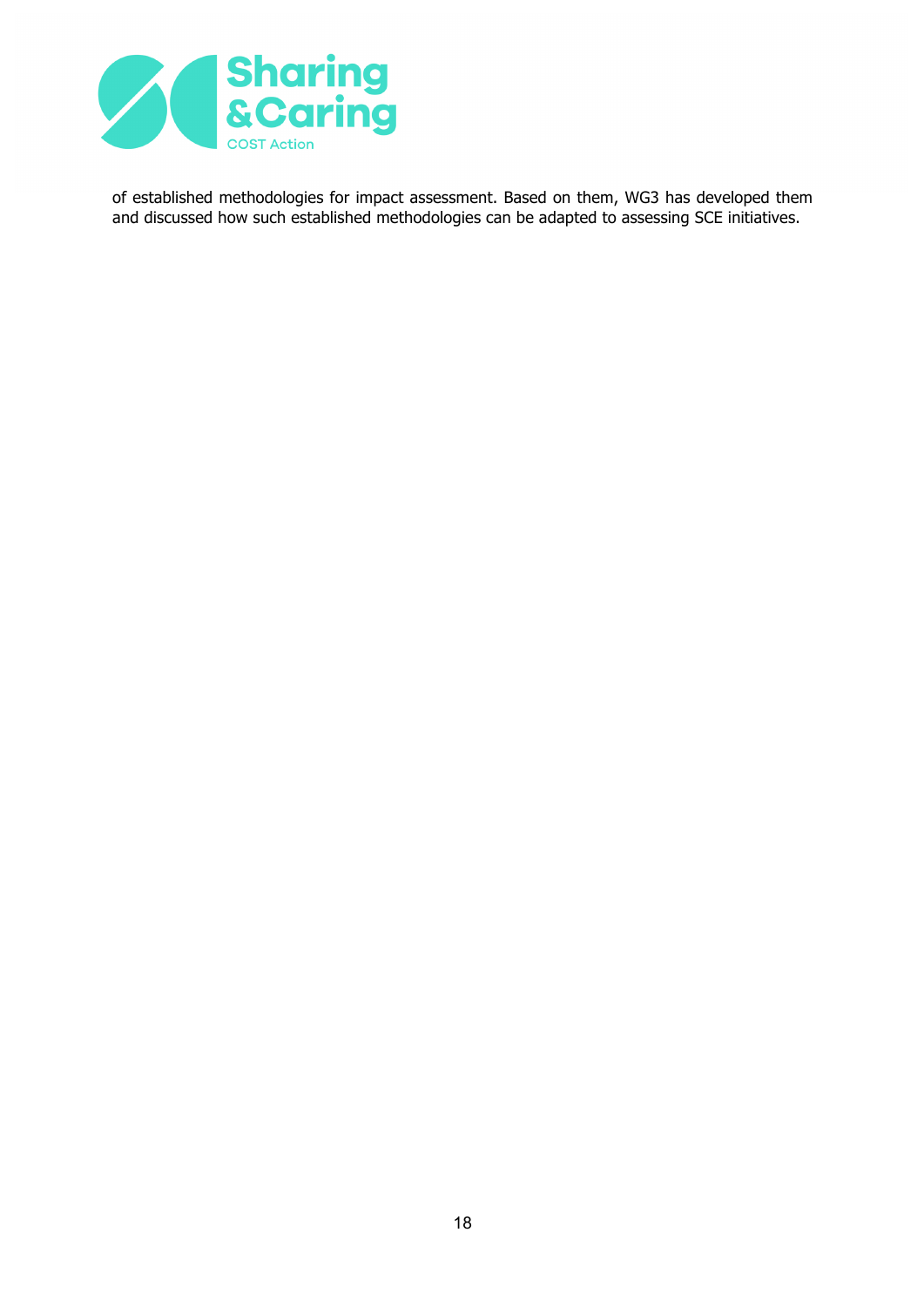of established methodologies for impact assessment. Based on them, WG3 has developed them and discussed how such established methodologies can be adapted to assessing SCE initiatives.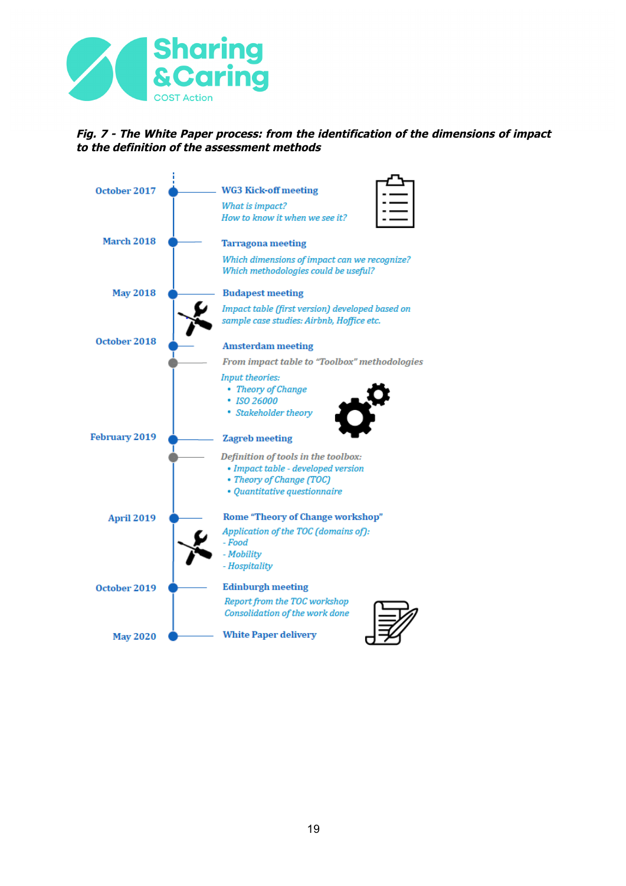*Fig. 7 - The White Paper process: from the identification of the dimensions of impact to the definition of the assessment methods*

**October 2017** — **WG3 Kick-off meeting**

*What is impact?*
*How to know it when we see it?*

**March 2018** — **Tarragona meeting**

*Which dimensions of impact can we recognize?*
*Which methodologies could be useful?*

**May 2018** — **Budapest meeting**

*Impact table (first version) developed based on sample case studies: Airbnb, Hoffice etc.*

**October 2018** — **Amsterdam meeting**

*From impact table to "Toolbox" methodologies*

*Input theories:*

- *Theory of Change*
- *ISO 26000*
- *Stakeholder theory*

**February 2019** — **Zagreb meeting**

*Definition of tools in the toolbox:*

- *Impact table - developed version*
- *Theory of Change (TOC)*
- *Quantitative questionnaire*

**April 2019** — **Rome "Theory of Change workshop"**

*Application of the TOC (domains of):*

- *Food*
- *Mobility*
- *Hospitality*

**October 2019** — **Edinburgh meeting**

*Report from the TOC workshop*
*Consolidation of the work done*

**May 2020** — **White Paper delivery**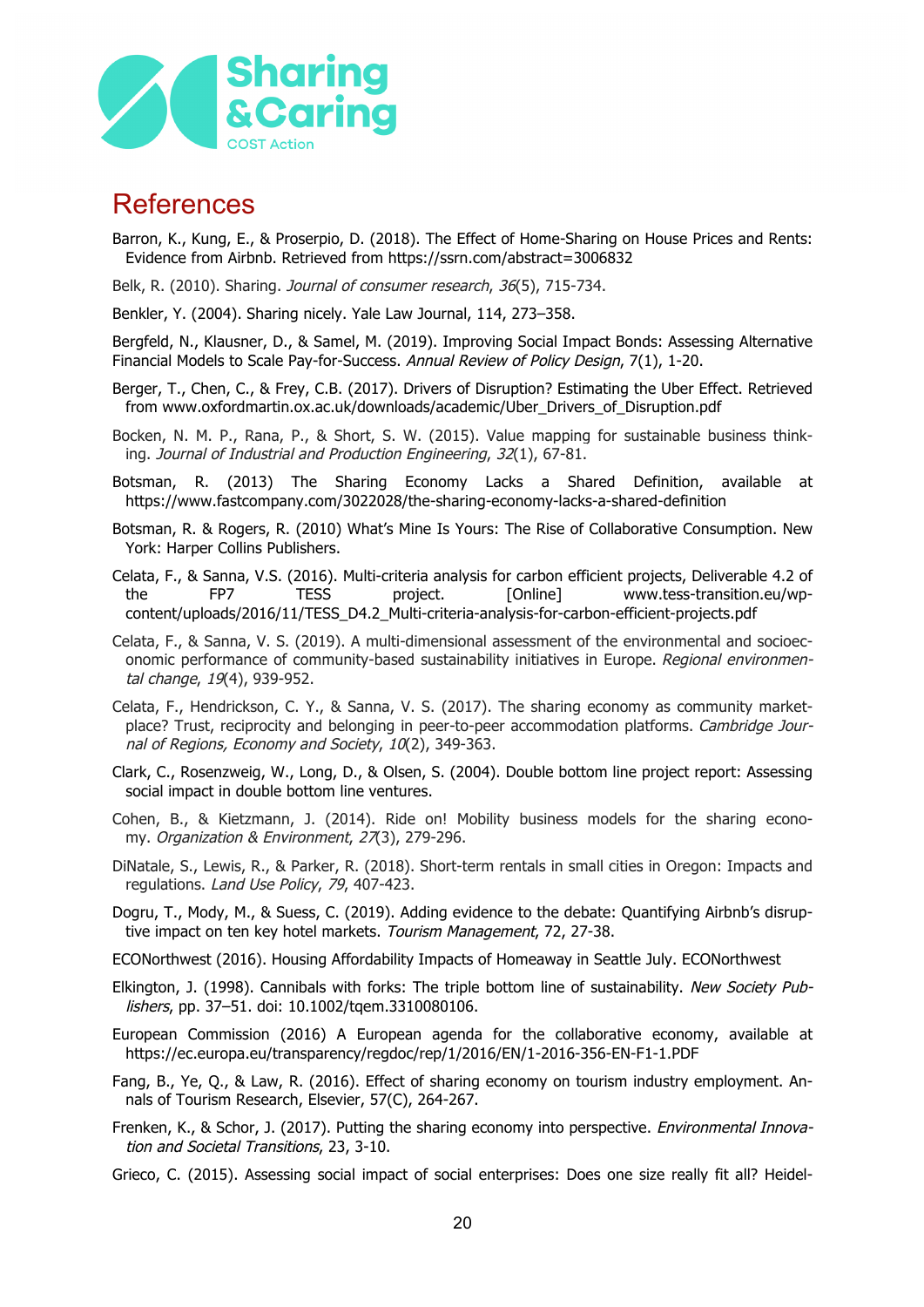## References

Barron, K., Kung, E., & Proserpio, D. (2018). The Effect of Home-Sharing on House Prices and Rents: Evidence from Airbnb. Retrieved from https://ssrn.com/abstract=3006832

Belk, R. (2010). Sharing. *Journal of consumer research*, *36*(5), 715-734.

Benkler, Y. (2004). Sharing nicely. Yale Law Journal, 114, 273–358.

Bergfeld, N., Klausner, D., & Samel, M. (2019). Improving Social Impact Bonds: Assessing Alternative Financial Models to Scale Pay-for-Success. *Annual Review of Policy Design*, 7(1), 1-20.

Berger, T., Chen, C., & Frey, C.B. (2017). Drivers of Disruption? Estimating the Uber Effect. Retrieved from www.oxfordmartin.ox.ac.uk/downloads/academic/Uber_Drivers_of_Disruption.pdf

Bocken, N. M. P., Rana, P., & Short, S. W. (2015). Value mapping for sustainable business thinking. *Journal of Industrial and Production Engineering*, *32*(1), 67-81.

Botsman, R. (2013) The Sharing Economy Lacks a Shared Definition, available at https://www.fastcompany.com/3022028/the-sharing-economy-lacks-a-shared-definition

Botsman, R. & Rogers, R. (2010) What's Mine Is Yours: The Rise of Collaborative Consumption. New York: Harper Collins Publishers.

Celata, F., & Sanna, V.S. (2016). Multi-criteria analysis for carbon efficient projects, Deliverable 4.2 of the FP7 TESS project. [Online] www.tess-transition.eu/wp-content/uploads/2016/11/TESS_D4.2_Multi-criteria-analysis-for-carbon-efficient-projects.pdf

Celata, F., & Sanna, V. S. (2019). A multi-dimensional assessment of the environmental and socioeconomic performance of community-based sustainability initiatives in Europe. *Regional environmental change*, *19*(4), 939-952.

Celata, F., Hendrickson, C. Y., & Sanna, V. S. (2017). The sharing economy as community marketplace? Trust, reciprocity and belonging in peer-to-peer accommodation platforms. *Cambridge Journal of Regions, Economy and Society*, *10*(2), 349-363.

Clark, C., Rosenzweig, W., Long, D., & Olsen, S. (2004). Double bottom line project report: Assessing social impact in double bottom line ventures.

Cohen, B., & Kietzmann, J. (2014). Ride on! Mobility business models for the sharing economy. *Organization & Environment*, *27*(3), 279-296.

DiNatale, S., Lewis, R., & Parker, R. (2018). Short-term rentals in small cities in Oregon: Impacts and regulations. *Land Use Policy*, *79*, 407-423.

Dogru, T., Mody, M., & Suess, C. (2019). Adding evidence to the debate: Quantifying Airbnb's disruptive impact on ten key hotel markets. *Tourism Management*, 72, 27-38.

ECONorthwest (2016). Housing Affordability Impacts of Homeaway in Seattle July. ECONorthwest

Elkington, J. (1998). Cannibals with forks: The triple bottom line of sustainability. *New Society Publishers*, pp. 37–51. doi: 10.1002/tqem.3310080106.

European Commission (2016) A European agenda for the collaborative economy, available at https://ec.europa.eu/transparency/regdoc/rep/1/2016/EN/1-2016-356-EN-F1-1.PDF

Fang, B., Ye, Q., & Law, R. (2016). Effect of sharing economy on tourism industry employment. Annals of Tourism Research, Elsevier, 57(C), 264-267.

Frenken, K., & Schor, J. (2017). Putting the sharing economy into perspective. *Environmental Innovation and Societal Transitions*, 23, 3-10.

Grieco, C. (2015). Assessing social impact of social enterprises: Does one size really fit all? Heidel-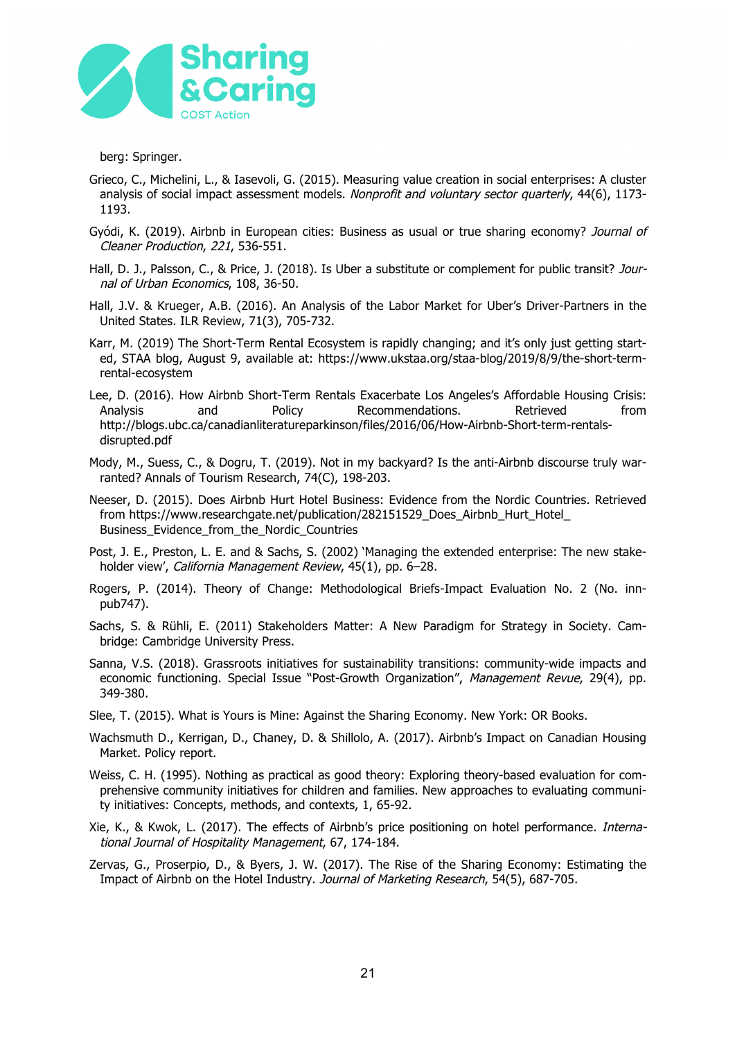berg: Springer.

Grieco, C., Michelini, L., & Iasevoli, G. (2015). Measuring value creation in social enterprises: A cluster analysis of social impact assessment models. *Nonprofit and voluntary sector quarterly*, 44(6), 1173-1193.

Gyódi, K. (2019). Airbnb in European cities: Business as usual or true sharing economy? *Journal of Cleaner Production, 221*, 536-551.

Hall, D. J., Palsson, C., & Price, J. (2018). Is Uber a substitute or complement for public transit? *Journal of Urban Economics*, 108, 36-50.

Hall, J.V. & Krueger, A.B. (2016). An Analysis of the Labor Market for Uber's Driver-Partners in the United States. ILR Review, 71(3), 705-732.

Karr, M. (2019) The Short-Term Rental Ecosystem is rapidly changing; and it's only just getting started, STAA blog, August 9, available at: https://www.ukstaa.org/staa-blog/2019/8/9/the-short-term-rental-ecosystem

Lee, D. (2016). How Airbnb Short-Term Rentals Exacerbate Los Angeles's Affordable Housing Crisis: Analysis and Policy Recommendations. Retrieved from http://blogs.ubc.ca/canadianliteratureparkinson/files/2016/06/How-Airbnb-Short-term-rentals-disrupted.pdf

Mody, M., Suess, C., & Dogru, T. (2019). Not in my backyard? Is the anti-Airbnb discourse truly warranted? Annals of Tourism Research, 74(C), 198-203.

Neeser, D. (2015). Does Airbnb Hurt Hotel Business: Evidence from the Nordic Countries. Retrieved from https://www.researchgate.net/publication/282151529_Does_Airbnb_Hurt_Hotel_Business_Evidence_from_the_Nordic_Countries

Post, J. E., Preston, L. E. and & Sachs, S. (2002) 'Managing the extended enterprise: The new stakeholder view', *California Management Review*, 45(1), pp. 6–28.

Rogers, P. (2014). Theory of Change: Methodological Briefs-Impact Evaluation No. 2 (No. innpub747).

Sachs, S. & Rühli, E. (2011) Stakeholders Matter: A New Paradigm for Strategy in Society. Cambridge: Cambridge University Press.

Sanna, V.S. (2018). Grassroots initiatives for sustainability transitions: community-wide impacts and economic functioning. Special Issue "Post-Growth Organization", *Management Revue*, 29(4), pp. 349-380.

Slee, T. (2015). What is Yours is Mine: Against the Sharing Economy. New York: OR Books.

Wachsmuth D., Kerrigan, D., Chaney, D. & Shillolo, A. (2017). Airbnb's Impact on Canadian Housing Market. Policy report.

Weiss, C. H. (1995). Nothing as practical as good theory: Exploring theory-based evaluation for comprehensive community initiatives for children and families. New approaches to evaluating community initiatives: Concepts, methods, and contexts, 1, 65-92.

Xie, K., & Kwok, L. (2017). The effects of Airbnb's price positioning on hotel performance. *International Journal of Hospitality Management*, 67, 174-184.

Zervas, G., Proserpio, D., & Byers, J. W. (2017). The Rise of the Sharing Economy: Estimating the Impact of Airbnb on the Hotel Industry. *Journal of Marketing Research*, 54(5), 687-705.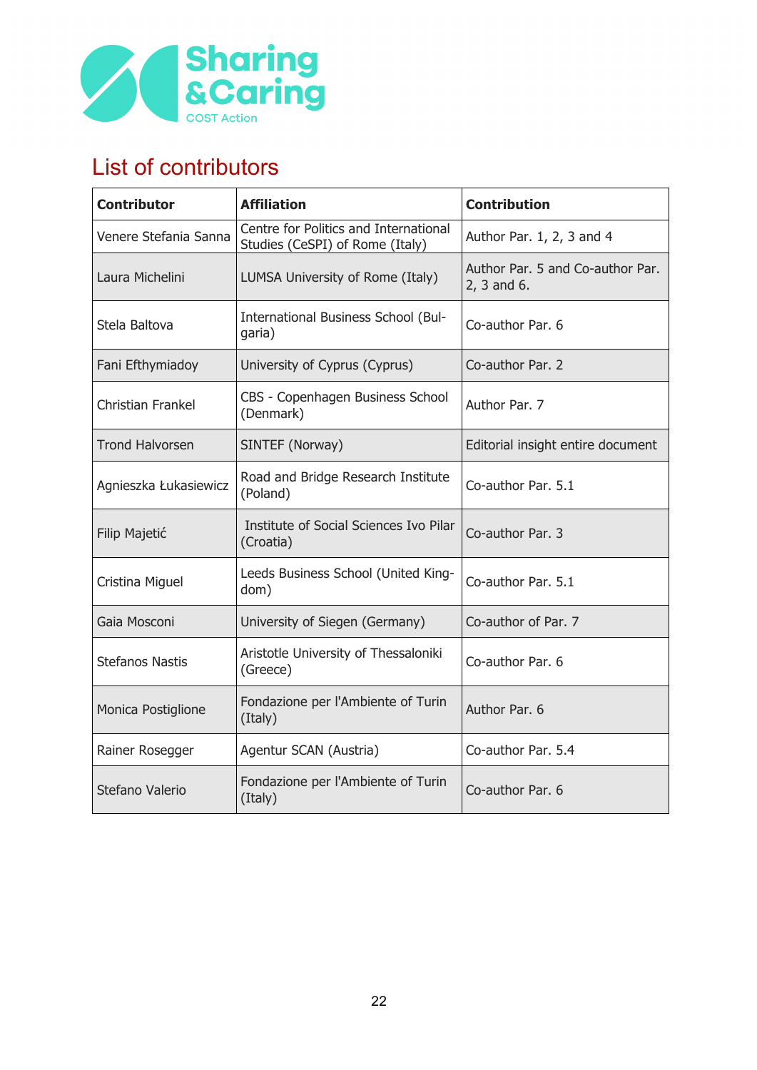Sharing & Caring
COST Action

## List of contributors

| Contributor | Affiliation | Contribution |
|---|---|---|
| Venere Stefania Sanna | Centre for Politics and International Studies (CeSPI) of Rome (Italy) | Author Par. 1, 2, 3 and 4 |
| Laura Michelini | LUMSA University of Rome (Italy) | Author Par. 5 and Co-author Par. 2, 3 and 6. |
| Stela Baltova | International Business School (Bulgaria) | Co-author Par. 6 |
| Fani Efthymiadoy | University of Cyprus (Cyprus) | Co-author Par. 2 |
| Christian Frankel | CBS - Copenhagen Business School (Denmark) | Author Par. 7 |
| Trond Halvorsen | SINTEF (Norway) | Editorial insight entire document |
| Agnieszka Łukasiewicz | Road and Bridge Research Institute (Poland) | Co-author Par. 5.1 |
| Filip Majetić | Institute of Social Sciences Ivo Pilar (Croatia) | Co-author Par. 3 |
| Cristina Miguel | Leeds Business School (United Kingdom) | Co-author Par. 5.1 |
| Gaia Mosconi | University of Siegen (Germany) | Co-author of Par. 7 |
| Stefanos Nastis | Aristotle University of Thessaloniki (Greece) | Co-author Par. 6 |
| Monica Postiglione | Fondazione per l'Ambiente of Turin (Italy) | Author Par. 6 |
| Rainer Rosegger | Agentur SCAN (Austria) | Co-author Par. 5.4 |
| Stefano Valerio | Fondazione per l'Ambiente of Turin (Italy) | Co-author Par. 6 |